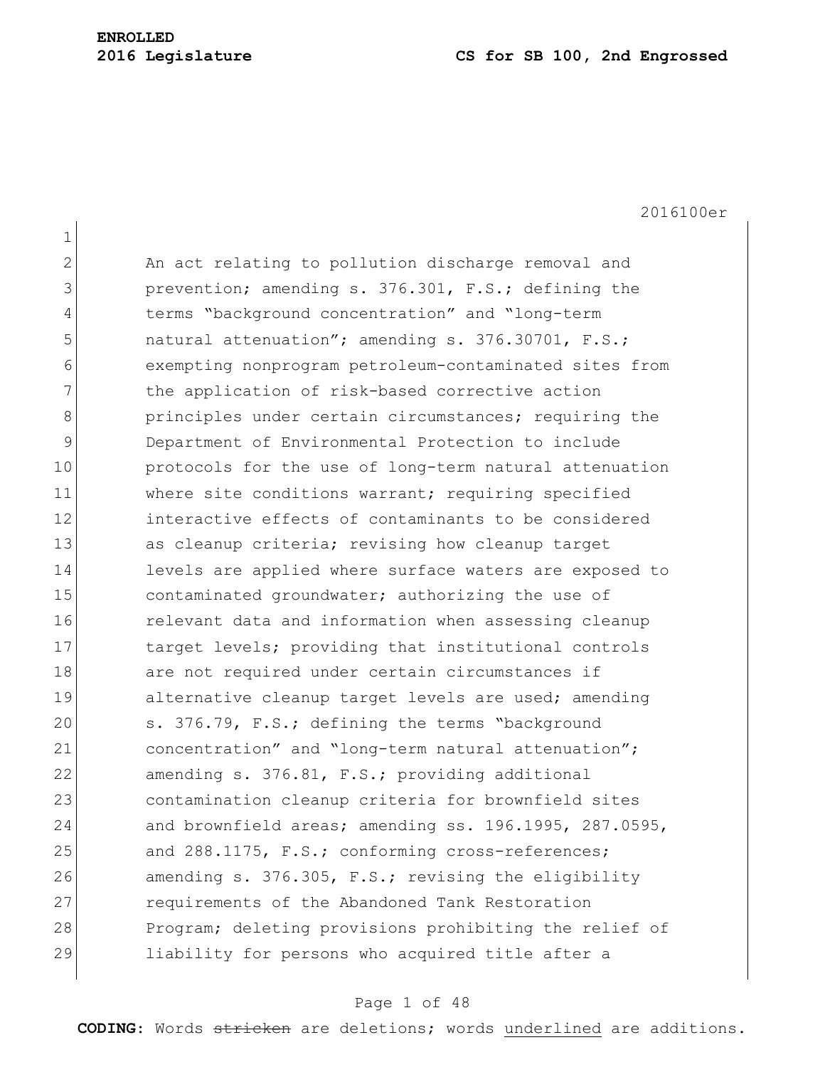2016100er

An act relating to pollution discharge removal and prevention; amending s. 376.301, F.S.; defining the terms "background concentration" and "long-term natural attenuation"; amending s. 376.30701, F.S.; exempting nonprogram petroleum-contaminated sites from the application of risk-based corrective action principles under certain circumstances; requiring the Department of Environmental Protection to include protocols for the use of long-term natural attenuation where site conditions warrant; requiring specified interactive effects of contaminants to be considered as cleanup criteria; revising how cleanup target levels are applied where surface waters are exposed to contaminated groundwater; authorizing the use of relevant data and information when assessing cleanup target levels; providing that institutional controls are not required under certain circumstances if alternative cleanup target levels are used; amending s. 376.79, F.S.; defining the terms "background concentration" and "long-term natural attenuation"; amending s. 376.81, F.S.; providing additional contamination cleanup criteria for brownfield sites and brownfield areas; amending ss. 196.1995, 287.0595, and 288.1175, F.S.; conforming cross-references; amending s. 376.305, F.S.; revising the eligibility requirements of the Abandoned Tank Restoration Program; deleting provisions prohibiting the relief of liability for persons who acquired title after a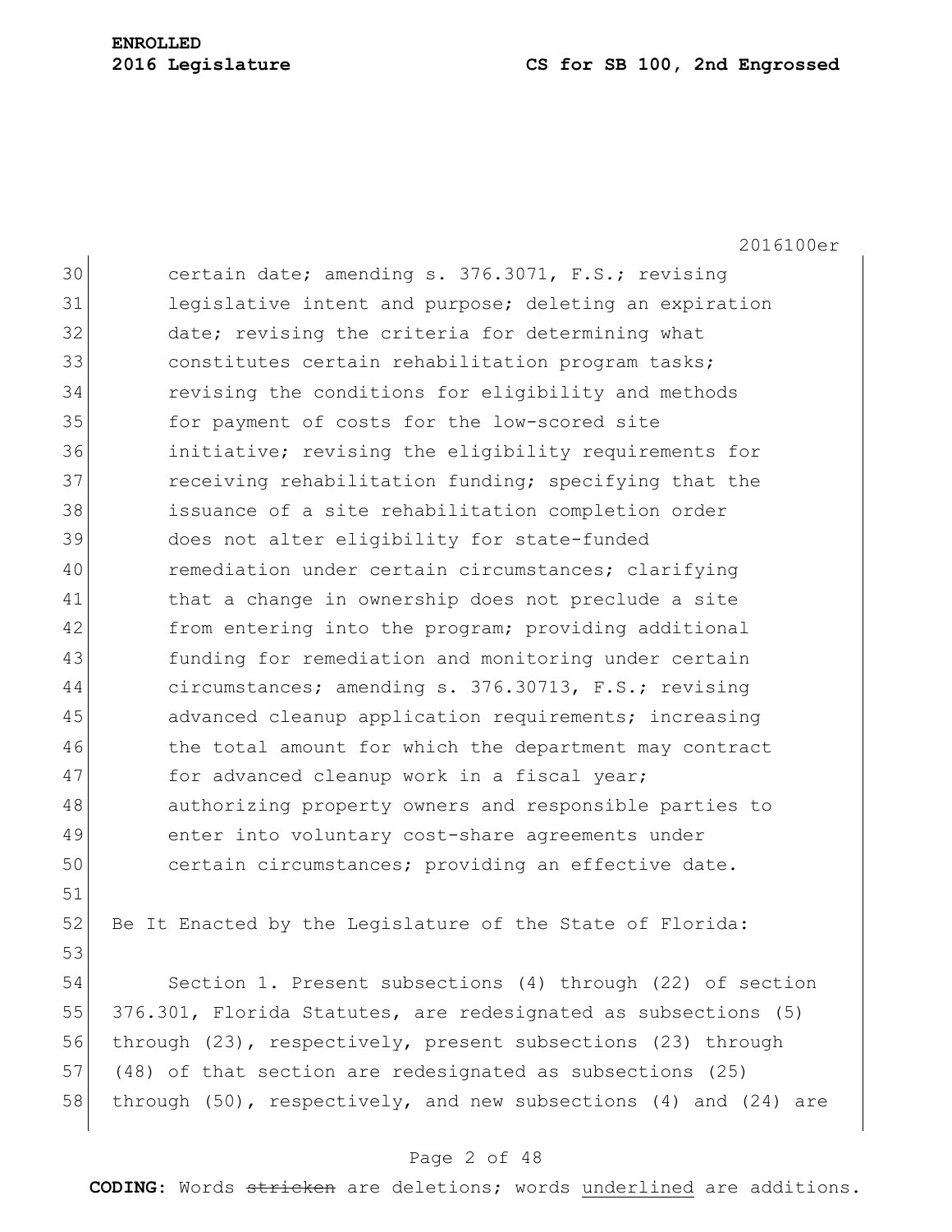certain date; amending s. 376.3071, F.S.; revising legislative intent and purpose; deleting an expiration date; revising the criteria for determining what constitutes certain rehabilitation program tasks; revising the conditions for eligibility and methods for payment of costs for the low-scored site initiative; revising the eligibility requirements for receiving rehabilitation funding; specifying that the issuance of a site rehabilitation completion order does not alter eligibility for state-funded remediation under certain circumstances; clarifying that a change in ownership does not preclude a site from entering into the program; providing additional funding for remediation and monitoring under certain circumstances; amending s. 376.30713, F.S.; revising advanced cleanup application requirements; increasing the total amount for which the department may contract for advanced cleanup work in a fiscal year; authorizing property owners and responsible parties to enter into voluntary cost-share agreements under certain circumstances; providing an effective date.

Be It Enacted by the Legislature of the State of Florida:

Section 1. Present subsections (4) through (22) of section 376.301, Florida Statutes, are redesignated as subsections (5) through (23), respectively, present subsections (23) through (48) of that section are redesignated as subsections (25) through (50), respectively, and new subsections (4) and (24) are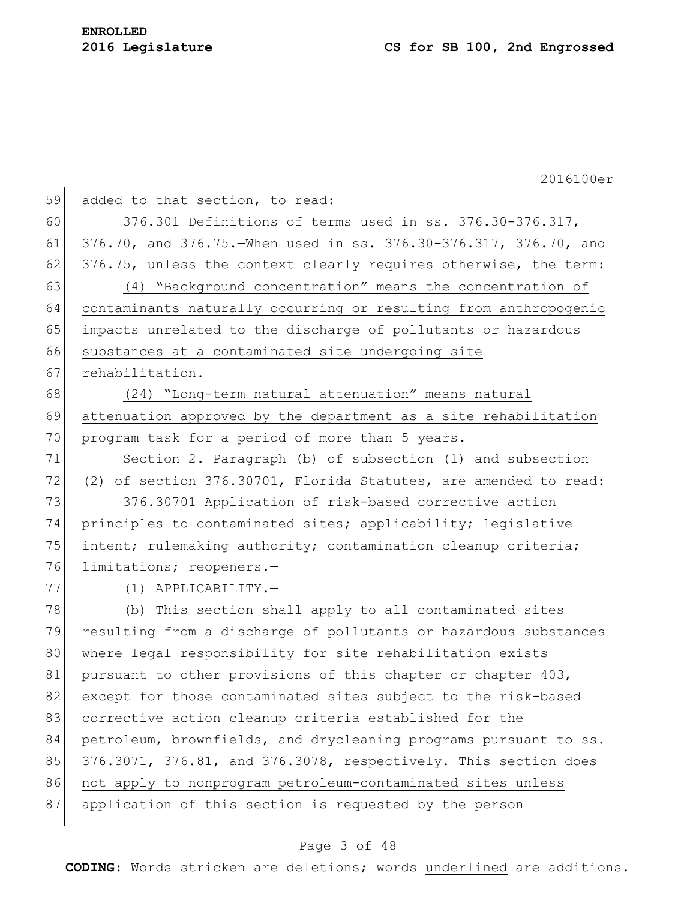added to that section, to read:

376.301 Definitions of terms used in ss. 376.30-376.317, 376.70, and 376.75.—When used in ss. 376.30-376.317, 376.70, and 376.75, unless the context clearly requires otherwise, the term:

(4) "Background concentration" means the concentration of contaminants naturally occurring or resulting from anthropogenic impacts unrelated to the discharge of pollutants or hazardous substances at a contaminated site undergoing site rehabilitation.

(24) "Long-term natural attenuation" means natural attenuation approved by the department as a site rehabilitation program task for a period of more than 5 years.

Section 2. Paragraph (b) of subsection (1) and subsection (2) of section 376.30701, Florida Statutes, are amended to read:

376.30701 Application of risk-based corrective action principles to contaminated sites; applicability; legislative intent; rulemaking authority; contamination cleanup criteria; limitations; reopeners.—

(1) APPLICABILITY.—

(b) This section shall apply to all contaminated sites resulting from a discharge of pollutants or hazardous substances where legal responsibility for site rehabilitation exists pursuant to other provisions of this chapter or chapter 403, except for those contaminated sites subject to the risk-based corrective action cleanup criteria established for the petroleum, brownfields, and drycleaning programs pursuant to ss. 376.3071, 376.81, and 376.3078, respectively. This section does not apply to nonprogram petroleum-contaminated sites unless application of this section is requested by the person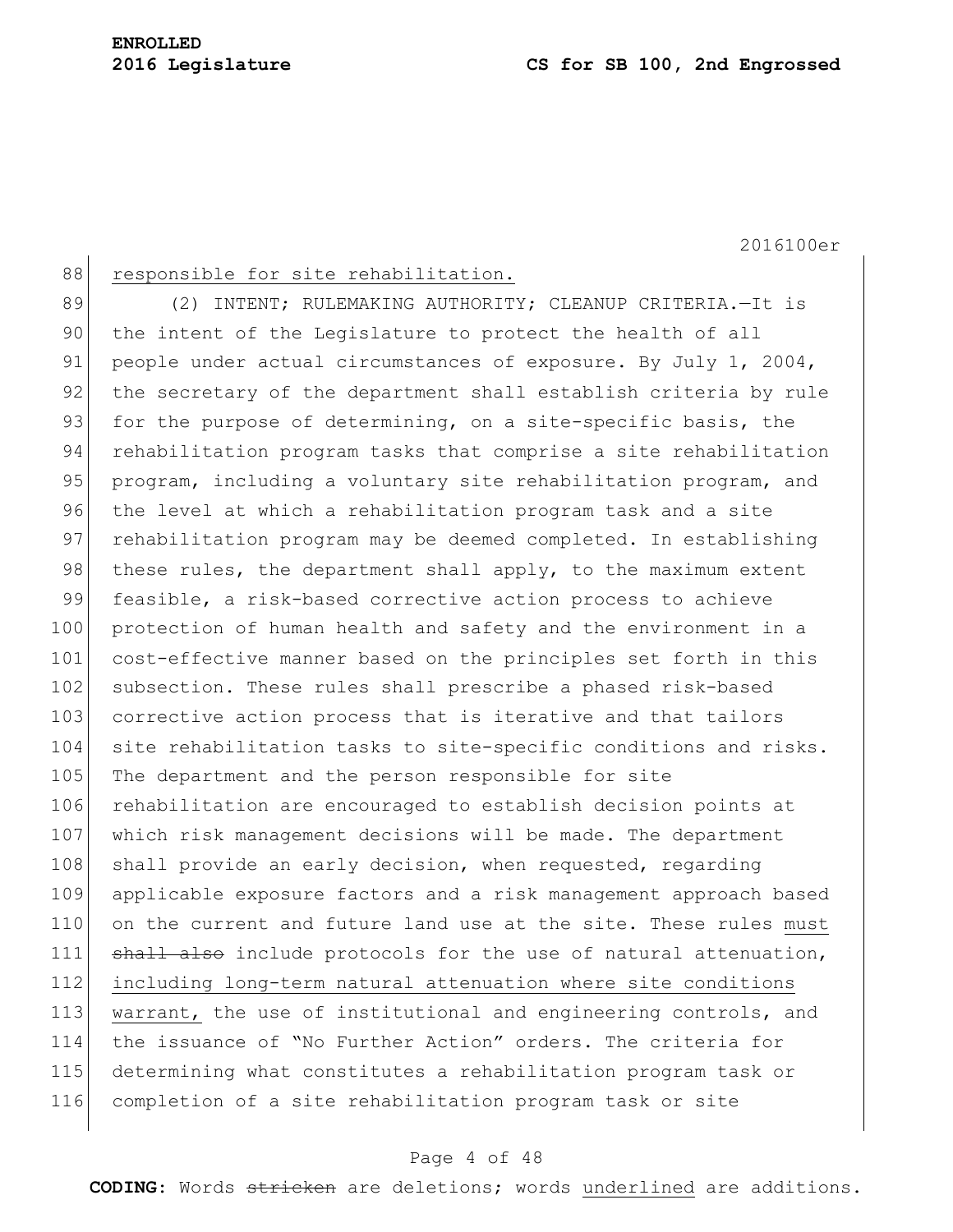responsible for site rehabilitation.

(2) INTENT; RULEMAKING AUTHORITY; CLEANUP CRITERIA.—It is the intent of the Legislature to protect the health of all people under actual circumstances of exposure. By July 1, 2004, the secretary of the department shall establish criteria by rule for the purpose of determining, on a site-specific basis, the rehabilitation program tasks that comprise a site rehabilitation program, including a voluntary site rehabilitation program, and the level at which a rehabilitation program task and a site rehabilitation program may be deemed completed. In establishing these rules, the department shall apply, to the maximum extent feasible, a risk-based corrective action process to achieve protection of human health and safety and the environment in a cost-effective manner based on the principles set forth in this subsection. These rules shall prescribe a phased risk-based corrective action process that is iterative and that tailors site rehabilitation tasks to site-specific conditions and risks. The department and the person responsible for site rehabilitation are encouraged to establish decision points at which risk management decisions will be made. The department shall provide an early decision, when requested, regarding applicable exposure factors and a risk management approach based on the current and future land use at the site. These rules must ~~shall also~~ include protocols for the use of natural attenuation, including long-term natural attenuation where site conditions warrant, the use of institutional and engineering controls, and the issuance of "No Further Action" orders. The criteria for determining what constitutes a rehabilitation program task or completion of a site rehabilitation program task or site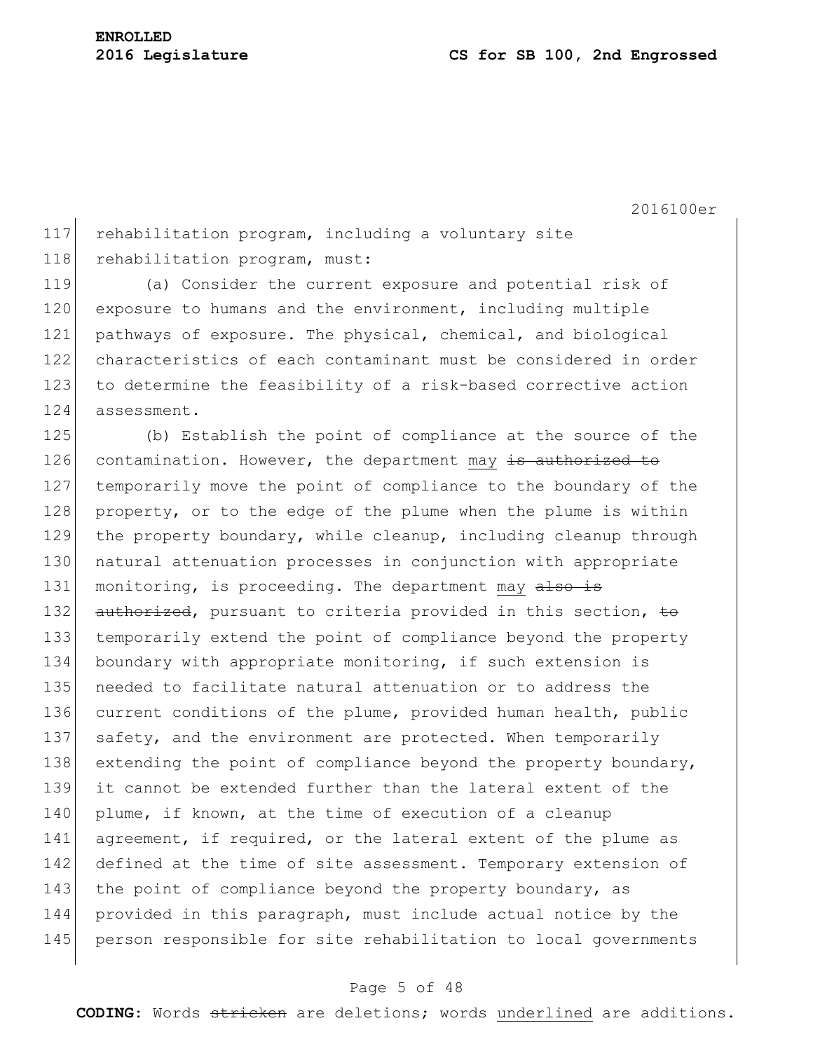rehabilitation program, including a voluntary site rehabilitation program, must:

(a) Consider the current exposure and potential risk of exposure to humans and the environment, including multiple pathways of exposure. The physical, chemical, and biological characteristics of each contaminant must be considered in order to determine the feasibility of a risk-based corrective action assessment.

(b) Establish the point of compliance at the source of the contamination. However, the department may ~~is authorized to~~ temporarily move the point of compliance to the boundary of the property, or to the edge of the plume when the plume is within the property boundary, while cleanup, including cleanup through natural attenuation processes in conjunction with appropriate monitoring, is proceeding. The department may ~~also is authorized~~, pursuant to criteria provided in this section, ~~to~~ temporarily extend the point of compliance beyond the property boundary with appropriate monitoring, if such extension is needed to facilitate natural attenuation or to address the current conditions of the plume, provided human health, public safety, and the environment are protected. When temporarily extending the point of compliance beyond the property boundary, it cannot be extended further than the lateral extent of the plume, if known, at the time of execution of a cleanup agreement, if required, or the lateral extent of the plume as defined at the time of site assessment. Temporary extension of the point of compliance beyond the property boundary, as provided in this paragraph, must include actual notice by the person responsible for site rehabilitation to local governments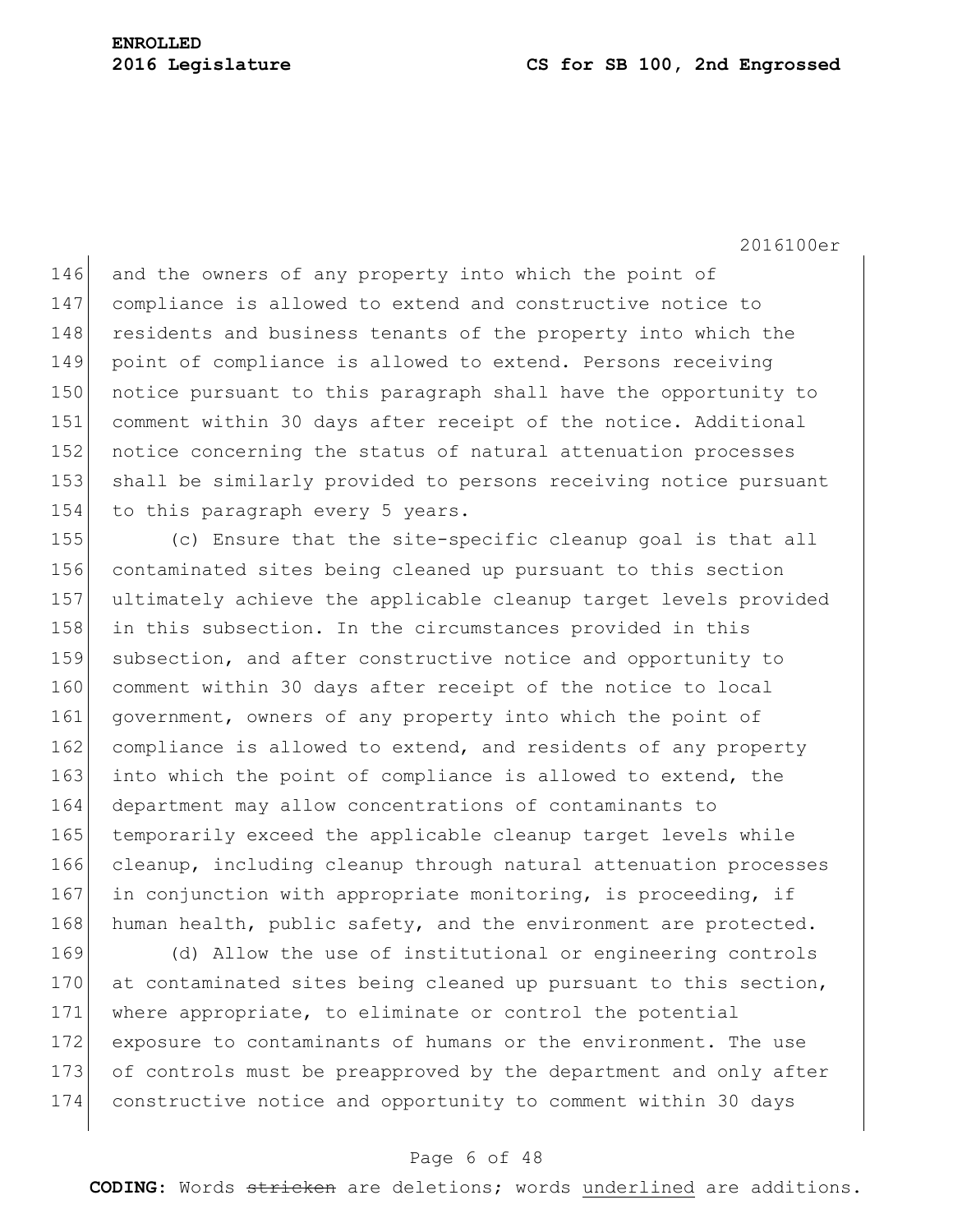and the owners of any property into which the point of compliance is allowed to extend and constructive notice to residents and business tenants of the property into which the point of compliance is allowed to extend. Persons receiving notice pursuant to this paragraph shall have the opportunity to comment within 30 days after receipt of the notice. Additional notice concerning the status of natural attenuation processes shall be similarly provided to persons receiving notice pursuant to this paragraph every 5 years.

(c) Ensure that the site-specific cleanup goal is that all contaminated sites being cleaned up pursuant to this section ultimately achieve the applicable cleanup target levels provided in this subsection. In the circumstances provided in this subsection, and after constructive notice and opportunity to comment within 30 days after receipt of the notice to local government, owners of any property into which the point of compliance is allowed to extend, and residents of any property into which the point of compliance is allowed to extend, the department may allow concentrations of contaminants to temporarily exceed the applicable cleanup target levels while cleanup, including cleanup through natural attenuation processes in conjunction with appropriate monitoring, is proceeding, if human health, public safety, and the environment are protected.

(d) Allow the use of institutional or engineering controls at contaminated sites being cleaned up pursuant to this section, where appropriate, to eliminate or control the potential exposure to contaminants of humans or the environment. The use of controls must be preapproved by the department and only after constructive notice and opportunity to comment within 30 days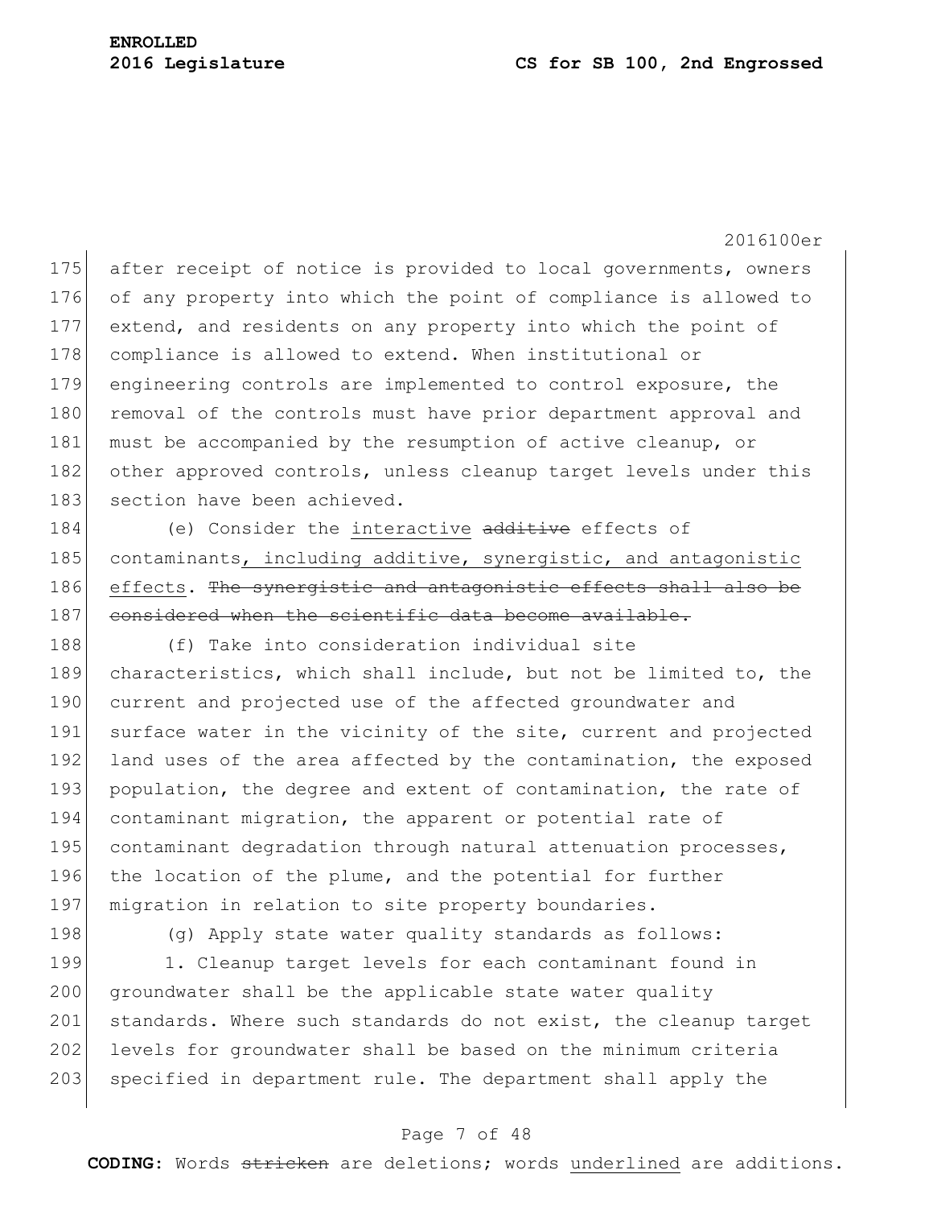after receipt of notice is provided to local governments, owners of any property into which the point of compliance is allowed to extend, and residents on any property into which the point of compliance is allowed to extend. When institutional or engineering controls are implemented to control exposure, the removal of the controls must have prior department approval and must be accompanied by the resumption of active cleanup, or other approved controls, unless cleanup target levels under this section have been achieved.

(e) Consider the <u>interactive</u> ~~additive~~ effects of contaminants<u>, including additive, synergistic, and antagonistic effects</u>. ~~The synergistic and antagonistic effects shall also be considered when the scientific data become available.~~

(f) Take into consideration individual site characteristics, which shall include, but not be limited to, the current and projected use of the affected groundwater and surface water in the vicinity of the site, current and projected land uses of the area affected by the contamination, the exposed population, the degree and extent of contamination, the rate of contaminant migration, the apparent or potential rate of contaminant degradation through natural attenuation processes, the location of the plume, and the potential for further migration in relation to site property boundaries.

(g) Apply state water quality standards as follows:

1. Cleanup target levels for each contaminant found in groundwater shall be the applicable state water quality standards. Where such standards do not exist, the cleanup target levels for groundwater shall be based on the minimum criteria specified in department rule. The department shall apply the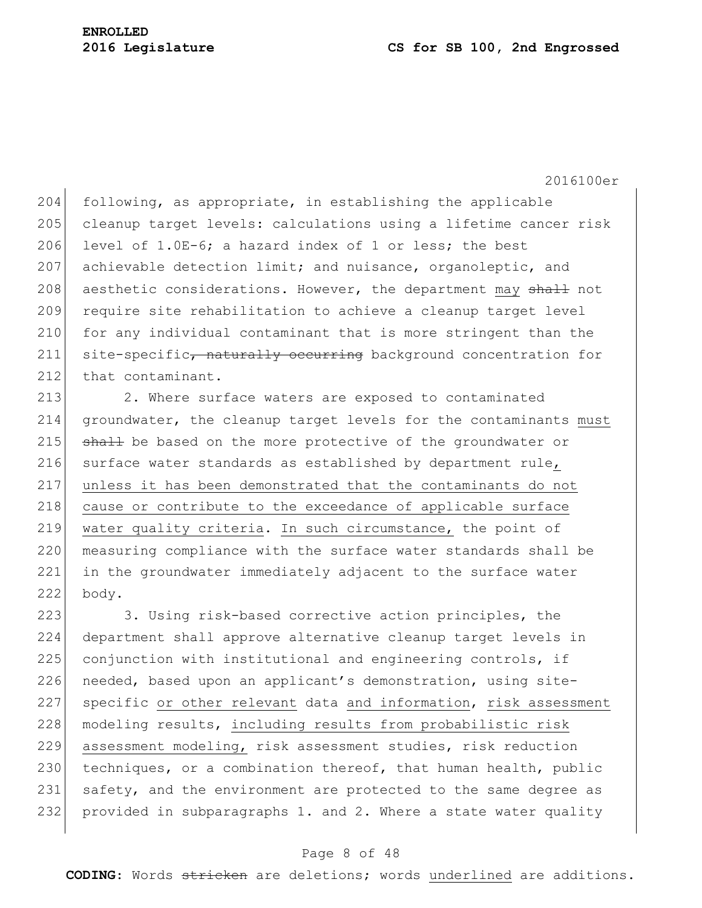following, as appropriate, in establishing the applicable cleanup target levels: calculations using a lifetime cancer risk level of 1.0E-6; a hazard index of 1 or less; the best achievable detection limit; and nuisance, organoleptic, and aesthetic considerations. However, the department <u>may</u> ~~shall~~ not require site rehabilitation to achieve a cleanup target level for any individual contaminant that is more stringent than the site-specific~~, naturally occurring~~ background concentration for that contaminant.

2. Where surface waters are exposed to contaminated groundwater, the cleanup target levels for the contaminants <u>must</u> ~~shall~~ be based on the more protective of the groundwater or surface water standards as established by department rule<u>, unless it has been demonstrated that the contaminants do not cause or contribute to the exceedance of applicable surface water quality criteria</u>. <u>In such circumstance,</u> the point of measuring compliance with the surface water standards shall be in the groundwater immediately adjacent to the surface water body.

3. Using risk-based corrective action principles, the department shall approve alternative cleanup target levels in conjunction with institutional and engineering controls, if needed, based upon an applicant's demonstration, using site-specific <u>or other relevant</u> data <u>and information</u>, <u>risk assessment</u> modeling results, <u>including results from probabilistic risk assessment modeling,</u> risk assessment studies, risk reduction techniques, or a combination thereof, that human health, public safety, and the environment are protected to the same degree as provided in subparagraphs 1. and 2. Where a state water quality

**CODING:** Words ~~stricken~~ are deletions; words <u>underlined</u> are additions.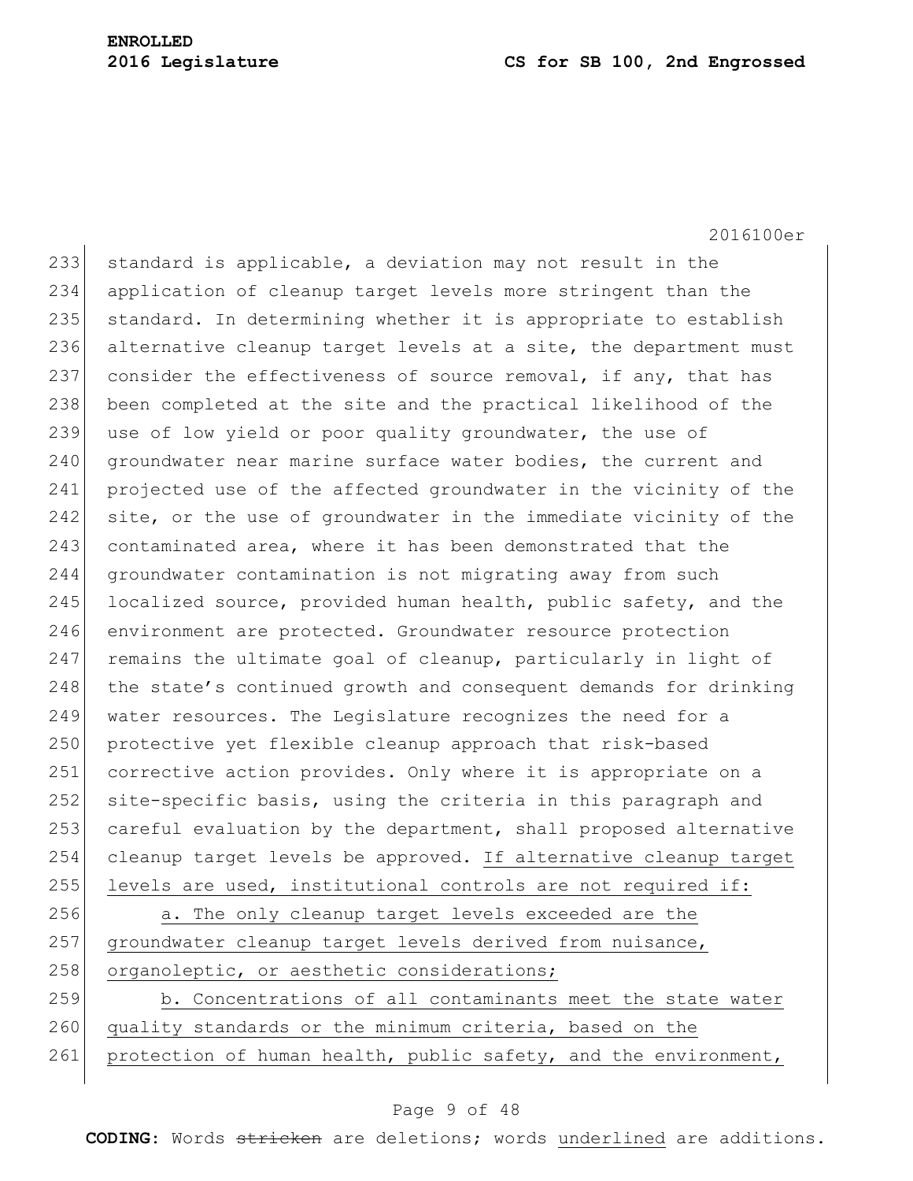standard is applicable, a deviation may not result in the application of cleanup target levels more stringent than the standard. In determining whether it is appropriate to establish alternative cleanup target levels at a site, the department must consider the effectiveness of source removal, if any, that has been completed at the site and the practical likelihood of the use of low yield or poor quality groundwater, the use of groundwater near marine surface water bodies, the current and projected use of the affected groundwater in the vicinity of the site, or the use of groundwater in the immediate vicinity of the contaminated area, where it has been demonstrated that the groundwater contamination is not migrating away from such localized source, provided human health, public safety, and the environment are protected. Groundwater resource protection remains the ultimate goal of cleanup, particularly in light of the state's continued growth and consequent demands for drinking water resources. The Legislature recognizes the need for a protective yet flexible cleanup approach that risk-based corrective action provides. Only where it is appropriate on a site-specific basis, using the criteria in this paragraph and careful evaluation by the department, shall proposed alternative cleanup target levels be approved. If alternative cleanup target levels are used, institutional controls are not required if:

a. The only cleanup target levels exceeded are the groundwater cleanup target levels derived from nuisance, organoleptic, or aesthetic considerations;

b. Concentrations of all contaminants meet the state water quality standards or the minimum criteria, based on the protection of human health, public safety, and the environment,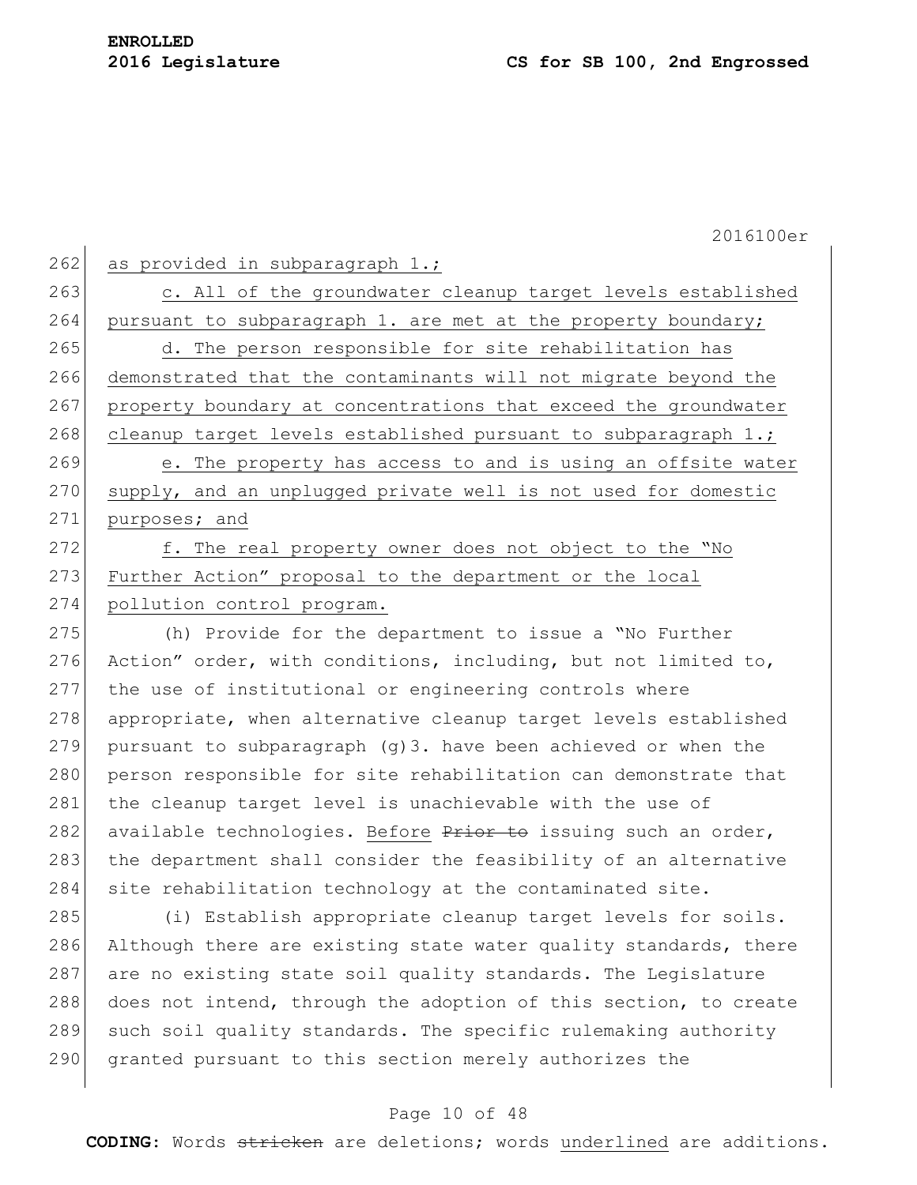as provided in subparagraph 1.;

c. All of the groundwater cleanup target levels established pursuant to subparagraph 1. are met at the property boundary;

d. The person responsible for site rehabilitation has demonstrated that the contaminants will not migrate beyond the property boundary at concentrations that exceed the groundwater cleanup target levels established pursuant to subparagraph 1.;

e. The property has access to and is using an offsite water supply, and an unplugged private well is not used for domestic purposes; and

f. The real property owner does not object to the "No Further Action" proposal to the department or the local pollution control program.

(h) Provide for the department to issue a "No Further Action" order, with conditions, including, but not limited to, the use of institutional or engineering controls where appropriate, when alternative cleanup target levels established pursuant to subparagraph (g)3. have been achieved or when the person responsible for site rehabilitation can demonstrate that the cleanup target level is unachievable with the use of available technologies. Before ~~Prior to~~ issuing such an order, the department shall consider the feasibility of an alternative site rehabilitation technology at the contaminated site.

(i) Establish appropriate cleanup target levels for soils. Although there are existing state water quality standards, there are no existing state soil quality standards. The Legislature does not intend, through the adoption of this section, to create such soil quality standards. The specific rulemaking authority granted pursuant to this section merely authorizes the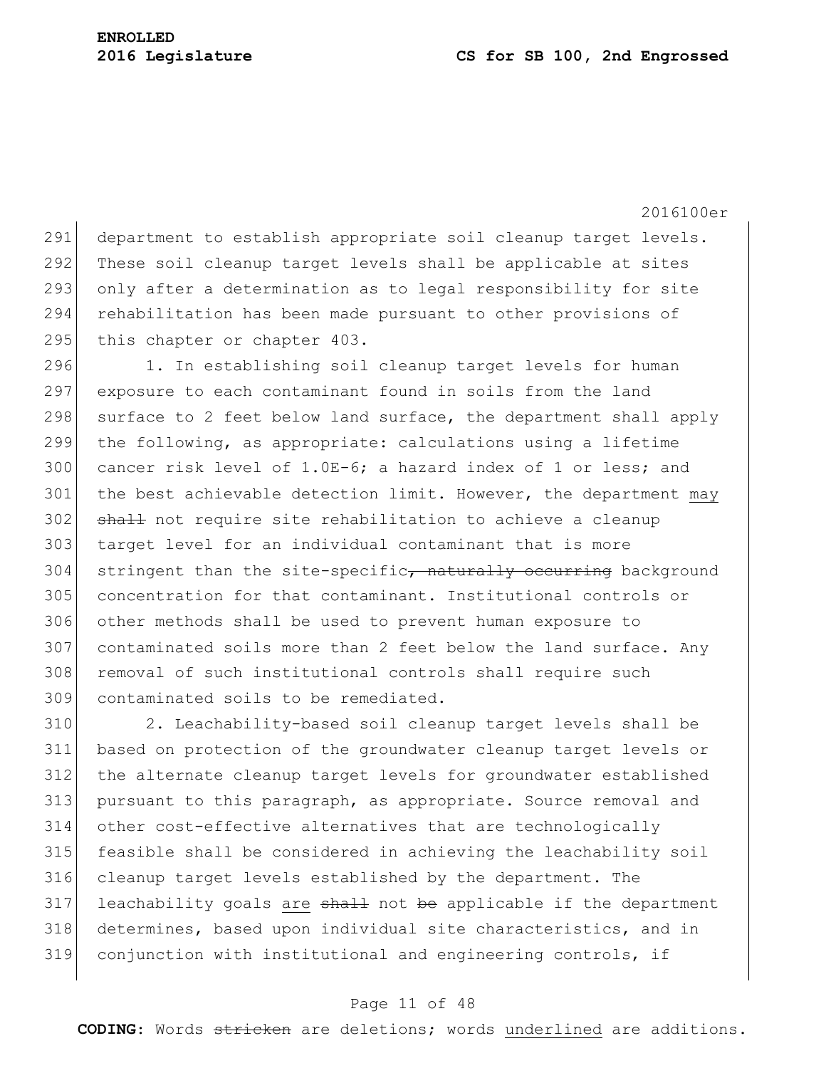department to establish appropriate soil cleanup target levels. These soil cleanup target levels shall be applicable at sites only after a determination as to legal responsibility for site rehabilitation has been made pursuant to other provisions of this chapter or chapter 403.

1. In establishing soil cleanup target levels for human exposure to each contaminant found in soils from the land surface to 2 feet below land surface, the department shall apply the following, as appropriate: calculations using a lifetime cancer risk level of 1.0E-6; a hazard index of 1 or less; and the best achievable detection limit. However, the department <u>may</u> ~~shall~~ not require site rehabilitation to achieve a cleanup target level for an individual contaminant that is more stringent than the site-specific~~, naturally occurring~~ background concentration for that contaminant. Institutional controls or other methods shall be used to prevent human exposure to contaminated soils more than 2 feet below the land surface. Any removal of such institutional controls shall require such contaminated soils to be remediated.

2. Leachability-based soil cleanup target levels shall be based on protection of the groundwater cleanup target levels or the alternate cleanup target levels for groundwater established pursuant to this paragraph, as appropriate. Source removal and other cost-effective alternatives that are technologically feasible shall be considered in achieving the leachability soil cleanup target levels established by the department. The leachability goals <u>are</u> ~~shall~~ not ~~be~~ applicable if the department determines, based upon individual site characteristics, and in conjunction with institutional and engineering controls, if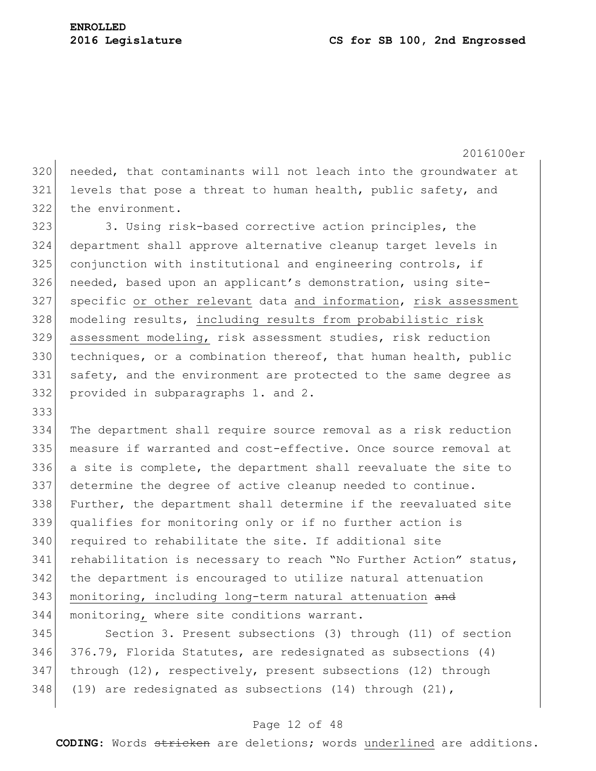needed, that contaminants will not leach into the groundwater at levels that pose a threat to human health, public safety, and the environment.

3. Using risk-based corrective action principles, the department shall approve alternative cleanup target levels in conjunction with institutional and engineering controls, if needed, based upon an applicant's demonstration, using site-specific <u>or other relevant</u> data <u>and information</u>, <u>risk assessment</u> modeling results, <u>including results from probabilistic risk assessment modeling,</u> risk assessment studies, risk reduction techniques, or a combination thereof, that human health, public safety, and the environment are protected to the same degree as provided in subparagraphs 1. and 2.

The department shall require source removal as a risk reduction measure if warranted and cost-effective. Once source removal at a site is complete, the department shall reevaluate the site to determine the degree of active cleanup needed to continue. Further, the department shall determine if the reevaluated site qualifies for monitoring only or if no further action is required to rehabilitate the site. If additional site rehabilitation is necessary to reach "No Further Action" status, the department is encouraged to utilize natural attenuation <u>monitoring, including long-term natural attenuation</u> ~~and~~ monitoring<u>,</u> where site conditions warrant.

Section 3. Present subsections (3) through (11) of section 376.79, Florida Statutes, are redesignated as subsections (4) through (12), respectively, present subsections (12) through (19) are redesignated as subsections (14) through (21),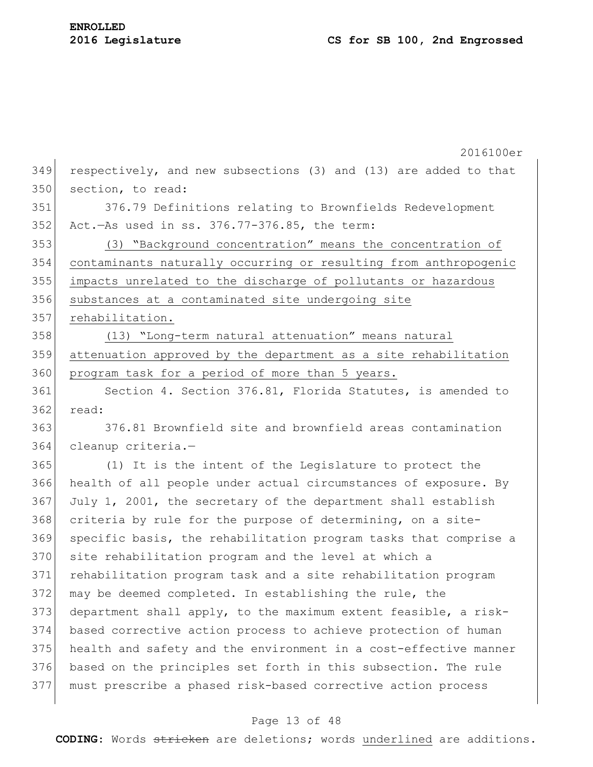respectively, and new subsections (3) and (13) are added to that section, to read:

376.79 Definitions relating to Brownfields Redevelopment Act.—As used in ss. 376.77-376.85, the term:

<u>(3) "Background concentration" means the concentration of contaminants naturally occurring or resulting from anthropogenic impacts unrelated to the discharge of pollutants or hazardous substances at a contaminated site undergoing site rehabilitation.</u>

<u>(13) "Long-term natural attenuation" means natural attenuation approved by the department as a site rehabilitation program task for a period of more than 5 years.</u>

Section 4. Section 376.81, Florida Statutes, is amended to read:

376.81 Brownfield site and brownfield areas contamination cleanup criteria.—

(1) It is the intent of the Legislature to protect the health of all people under actual circumstances of exposure. By July 1, 2001, the secretary of the department shall establish criteria by rule for the purpose of determining, on a site-specific basis, the rehabilitation program tasks that comprise a site rehabilitation program and the level at which a rehabilitation program task and a site rehabilitation program may be deemed completed. In establishing the rule, the department shall apply, to the maximum extent feasible, a risk-based corrective action process to achieve protection of human health and safety and the environment in a cost-effective manner based on the principles set forth in this subsection. The rule must prescribe a phased risk-based corrective action process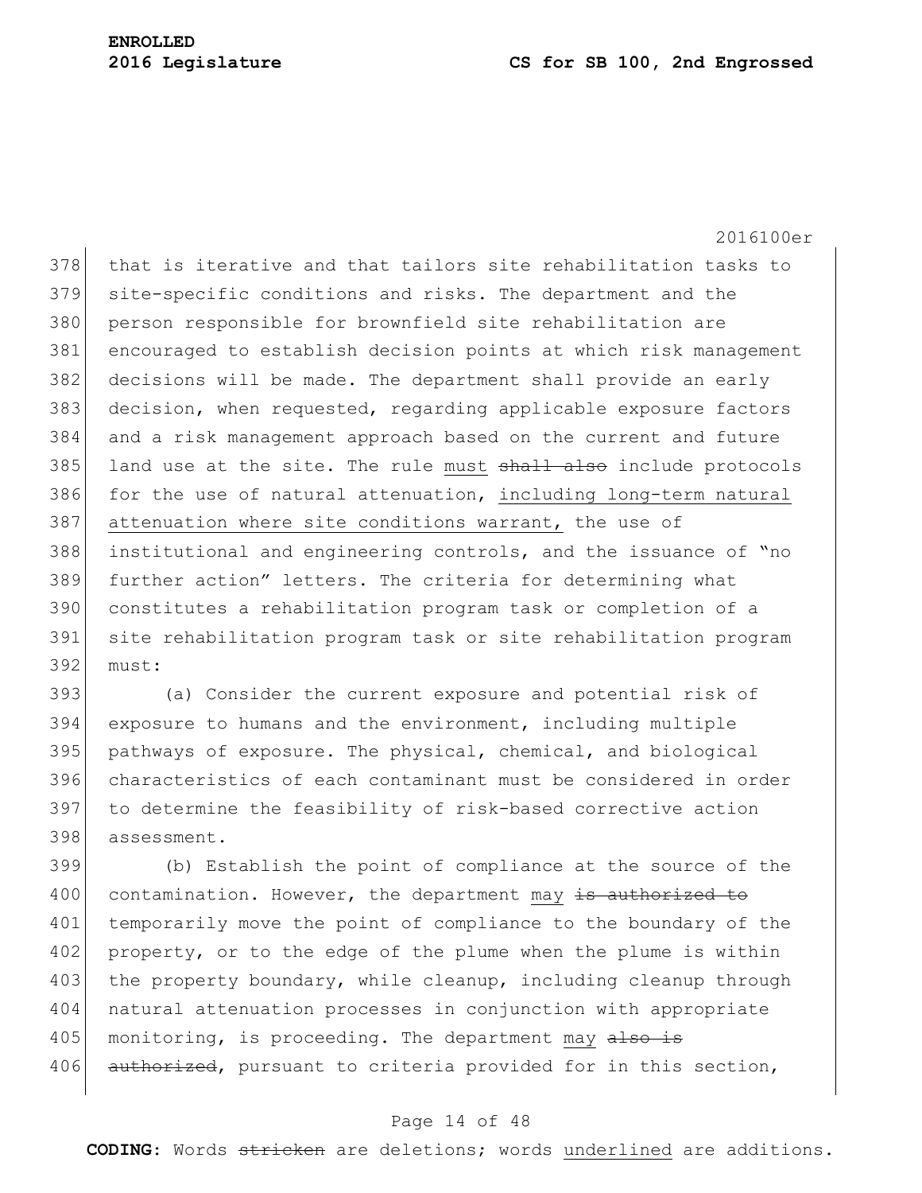that is iterative and that tailors site rehabilitation tasks to site-specific conditions and risks. The department and the person responsible for brownfield site rehabilitation are encouraged to establish decision points at which risk management decisions will be made. The department shall provide an early decision, when requested, regarding applicable exposure factors and a risk management approach based on the current and future land use at the site. The rule must ~~shall also~~ include protocols for the use of natural attenuation, including long-term natural attenuation where site conditions warrant, the use of institutional and engineering controls, and the issuance of "no further action" letters. The criteria for determining what constitutes a rehabilitation program task or completion of a site rehabilitation program task or site rehabilitation program must:

(a) Consider the current exposure and potential risk of exposure to humans and the environment, including multiple pathways of exposure. The physical, chemical, and biological characteristics of each contaminant must be considered in order to determine the feasibility of risk-based corrective action assessment.

(b) Establish the point of compliance at the source of the contamination. However, the department may ~~is authorized to~~ temporarily move the point of compliance to the boundary of the property, or to the edge of the plume when the plume is within the property boundary, while cleanup, including cleanup through natural attenuation processes in conjunction with appropriate monitoring, is proceeding. The department may ~~also is authorized~~, pursuant to criteria provided for in this section,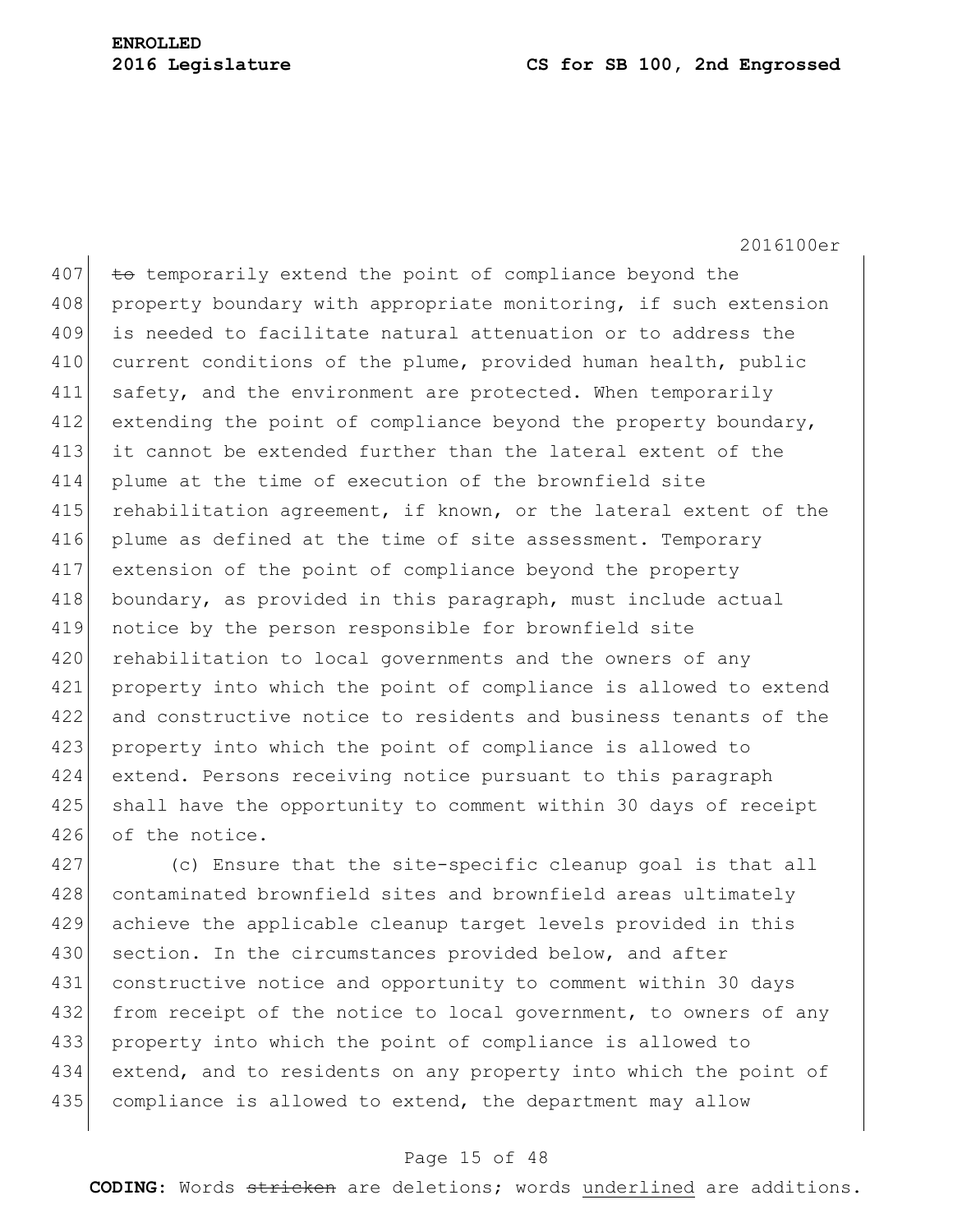~~to~~ temporarily extend the point of compliance beyond the property boundary with appropriate monitoring, if such extension is needed to facilitate natural attenuation or to address the current conditions of the plume, provided human health, public safety, and the environment are protected. When temporarily extending the point of compliance beyond the property boundary, it cannot be extended further than the lateral extent of the plume at the time of execution of the brownfield site rehabilitation agreement, if known, or the lateral extent of the plume as defined at the time of site assessment. Temporary extension of the point of compliance beyond the property boundary, as provided in this paragraph, must include actual notice by the person responsible for brownfield site rehabilitation to local governments and the owners of any property into which the point of compliance is allowed to extend and constructive notice to residents and business tenants of the property into which the point of compliance is allowed to extend. Persons receiving notice pursuant to this paragraph shall have the opportunity to comment within 30 days of receipt of the notice.

(c) Ensure that the site-specific cleanup goal is that all contaminated brownfield sites and brownfield areas ultimately achieve the applicable cleanup target levels provided in this section. In the circumstances provided below, and after constructive notice and opportunity to comment within 30 days from receipt of the notice to local government, to owners of any property into which the point of compliance is allowed to extend, and to residents on any property into which the point of compliance is allowed to extend, the department may allow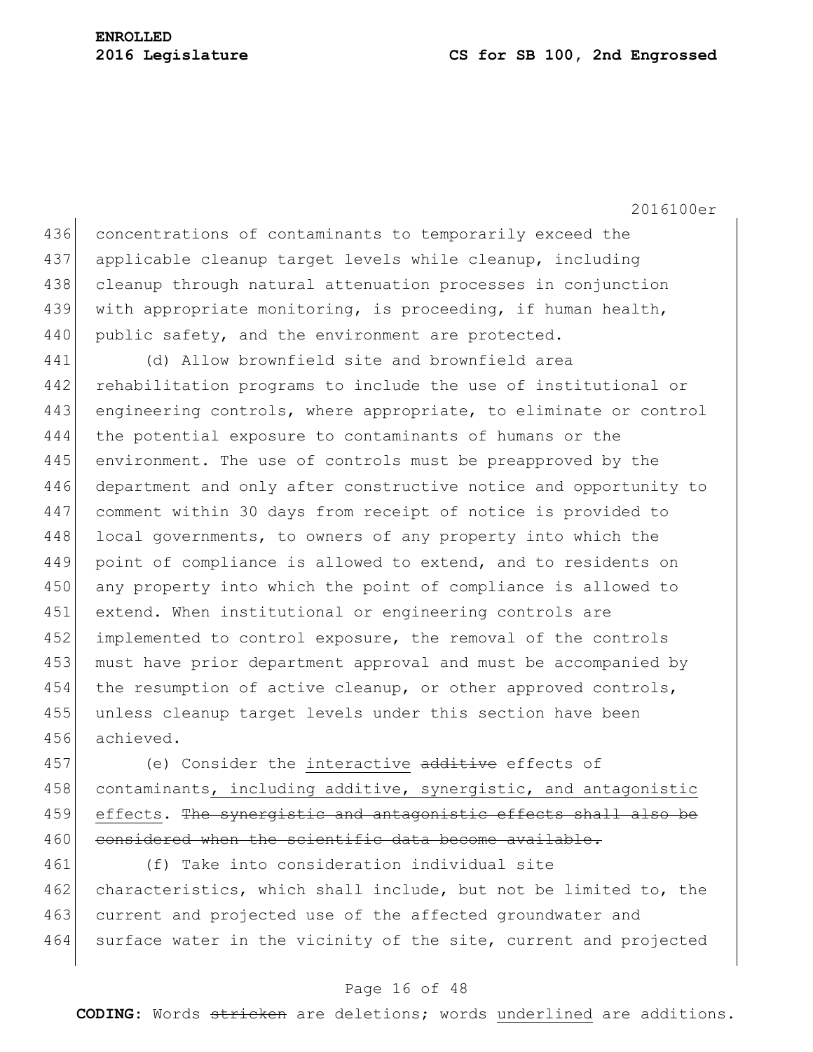concentrations of contaminants to temporarily exceed the applicable cleanup target levels while cleanup, including cleanup through natural attenuation processes in conjunction with appropriate monitoring, is proceeding, if human health, public safety, and the environment are protected.

(d) Allow brownfield site and brownfield area rehabilitation programs to include the use of institutional or engineering controls, where appropriate, to eliminate or control the potential exposure to contaminants of humans or the environment. The use of controls must be preapproved by the department and only after constructive notice and opportunity to comment within 30 days from receipt of notice is provided to local governments, to owners of any property into which the point of compliance is allowed to extend, and to residents on any property into which the point of compliance is allowed to extend. When institutional or engineering controls are implemented to control exposure, the removal of the controls must have prior department approval and must be accompanied by the resumption of active cleanup, or other approved controls, unless cleanup target levels under this section have been achieved.

(e) Consider the <u>interactive</u> ~~additive~~ effects of contaminants<u>, including additive, synergistic, and antagonistic effects</u>. ~~The synergistic and antagonistic effects shall also be considered when the scientific data become available.~~

(f) Take into consideration individual site characteristics, which shall include, but not be limited to, the current and projected use of the affected groundwater and surface water in the vicinity of the site, current and projected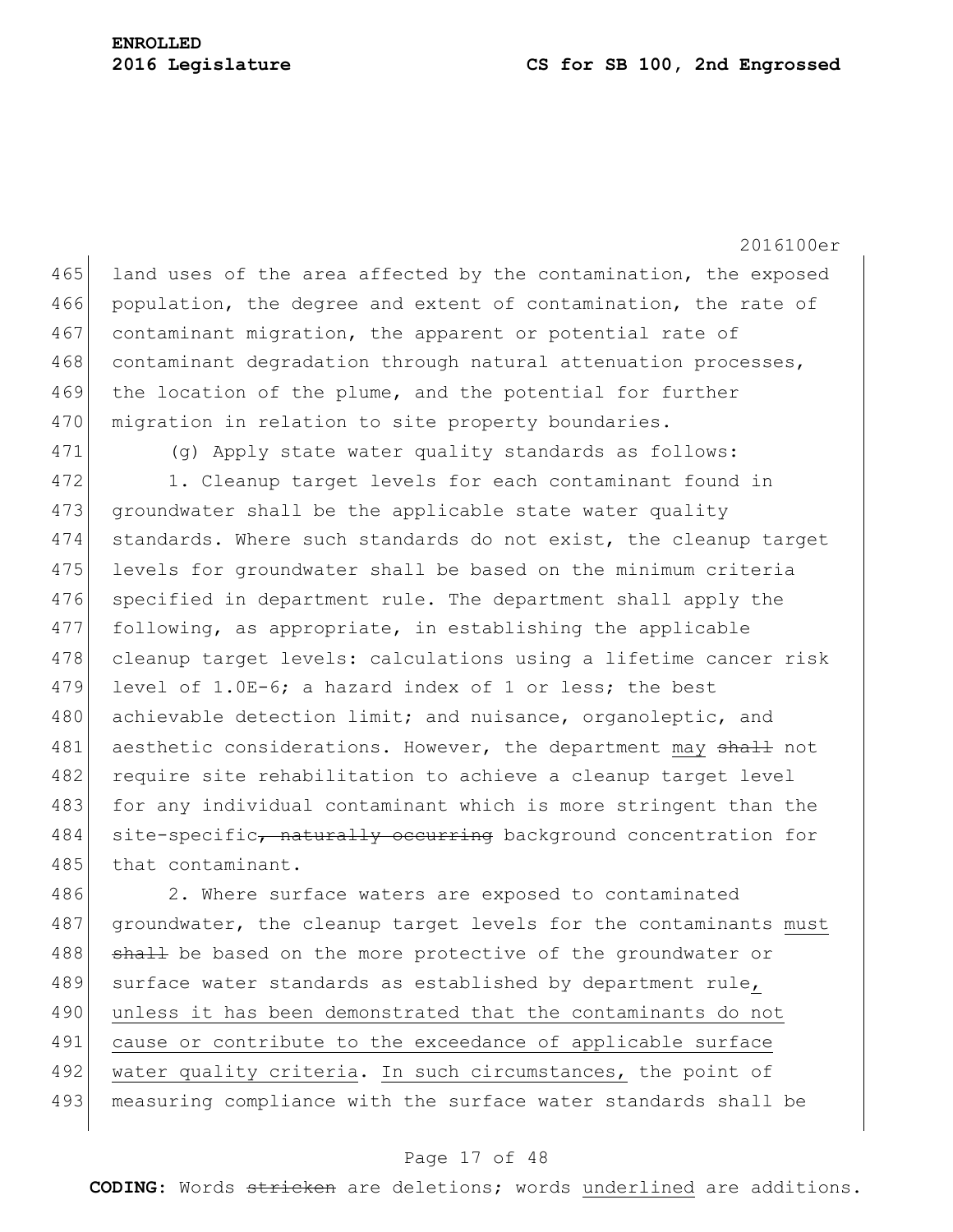land uses of the area affected by the contamination, the exposed population, the degree and extent of contamination, the rate of contaminant migration, the apparent or potential rate of contaminant degradation through natural attenuation processes, the location of the plume, and the potential for further migration in relation to site property boundaries.

(g) Apply state water quality standards as follows:

1. Cleanup target levels for each contaminant found in groundwater shall be the applicable state water quality standards. Where such standards do not exist, the cleanup target levels for groundwater shall be based on the minimum criteria specified in department rule. The department shall apply the following, as appropriate, in establishing the applicable cleanup target levels: calculations using a lifetime cancer risk level of 1.0E-6; a hazard index of 1 or less; the best achievable detection limit; and nuisance, organoleptic, and aesthetic considerations. However, the department <u>may</u> ~~shall~~ not require site rehabilitation to achieve a cleanup target level for any individual contaminant which is more stringent than the site-specific~~, naturally occurring~~ background concentration for that contaminant.

2. Where surface waters are exposed to contaminated groundwater, the cleanup target levels for the contaminants <u>must</u> ~~shall~~ be based on the more protective of the groundwater or surface water standards as established by department rule<u>, unless it has been demonstrated that the contaminants do not cause or contribute to the exceedance of applicable surface water quality criteria</u>. <u>In such circumstances,</u> the point of measuring compliance with the surface water standards shall be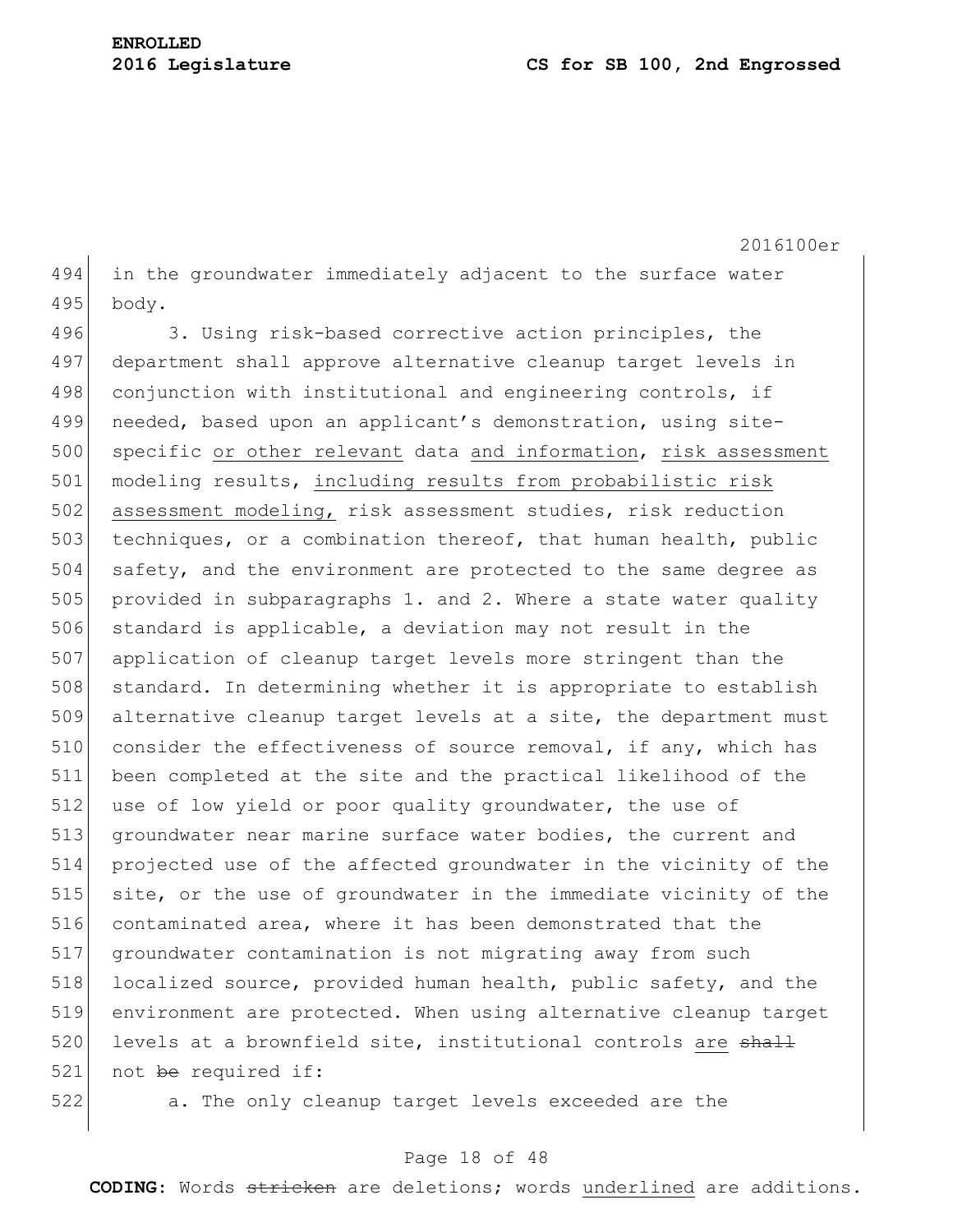in the groundwater immediately adjacent to the surface water body.

3. Using risk-based corrective action principles, the department shall approve alternative cleanup target levels in conjunction with institutional and engineering controls, if needed, based upon an applicant's demonstration, using site-specific or other relevant data and information, risk assessment modeling results, including results from probabilistic risk assessment modeling, risk assessment studies, risk reduction techniques, or a combination thereof, that human health, public safety, and the environment are protected to the same degree as provided in subparagraphs 1. and 2. Where a state water quality standard is applicable, a deviation may not result in the application of cleanup target levels more stringent than the standard. In determining whether it is appropriate to establish alternative cleanup target levels at a site, the department must consider the effectiveness of source removal, if any, which has been completed at the site and the practical likelihood of the use of low yield or poor quality groundwater, the use of groundwater near marine surface water bodies, the current and projected use of the affected groundwater in the vicinity of the site, or the use of groundwater in the immediate vicinity of the contaminated area, where it has been demonstrated that the groundwater contamination is not migrating away from such localized source, provided human health, public safety, and the environment are protected. When using alternative cleanup target levels at a brownfield site, institutional controls are ~~shall~~ not ~~be~~ required if:

a. The only cleanup target levels exceeded are the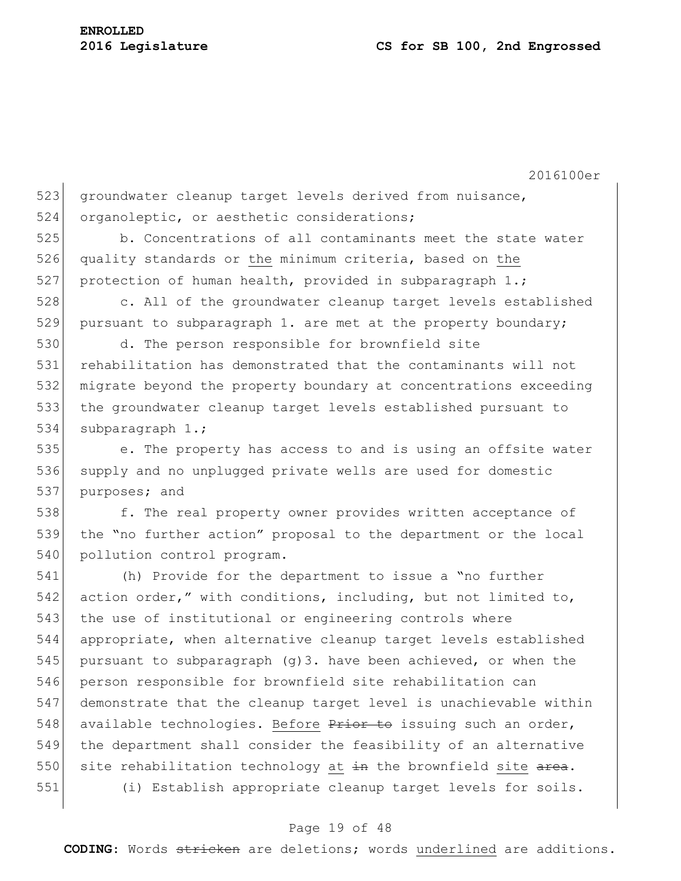groundwater cleanup target levels derived from nuisance, organoleptic, or aesthetic considerations;

b. Concentrations of all contaminants meet the state water quality standards or <u>the</u> minimum criteria, based on <u>the</u> protection of human health, provided in subparagraph 1.;

c. All of the groundwater cleanup target levels established pursuant to subparagraph 1. are met at the property boundary;

d. The person responsible for brownfield site rehabilitation has demonstrated that the contaminants will not migrate beyond the property boundary at concentrations exceeding the groundwater cleanup target levels established pursuant to subparagraph 1.;

e. The property has access to and is using an offsite water supply and no unplugged private wells are used for domestic purposes; and

f. The real property owner provides written acceptance of the "no further action" proposal to the department or the local pollution control program.

(h) Provide for the department to issue a "no further action order," with conditions, including, but not limited to, the use of institutional or engineering controls where appropriate, when alternative cleanup target levels established pursuant to subparagraph (g)3. have been achieved, or when the person responsible for brownfield site rehabilitation can demonstrate that the cleanup target level is unachievable within available technologies. <u>Before</u> ~~Prior to~~ issuing such an order, the department shall consider the feasibility of an alternative site rehabilitation technology <u>at</u> ~~in~~ the brownfield <u>site</u> ~~area~~.

(i) Establish appropriate cleanup target levels for soils.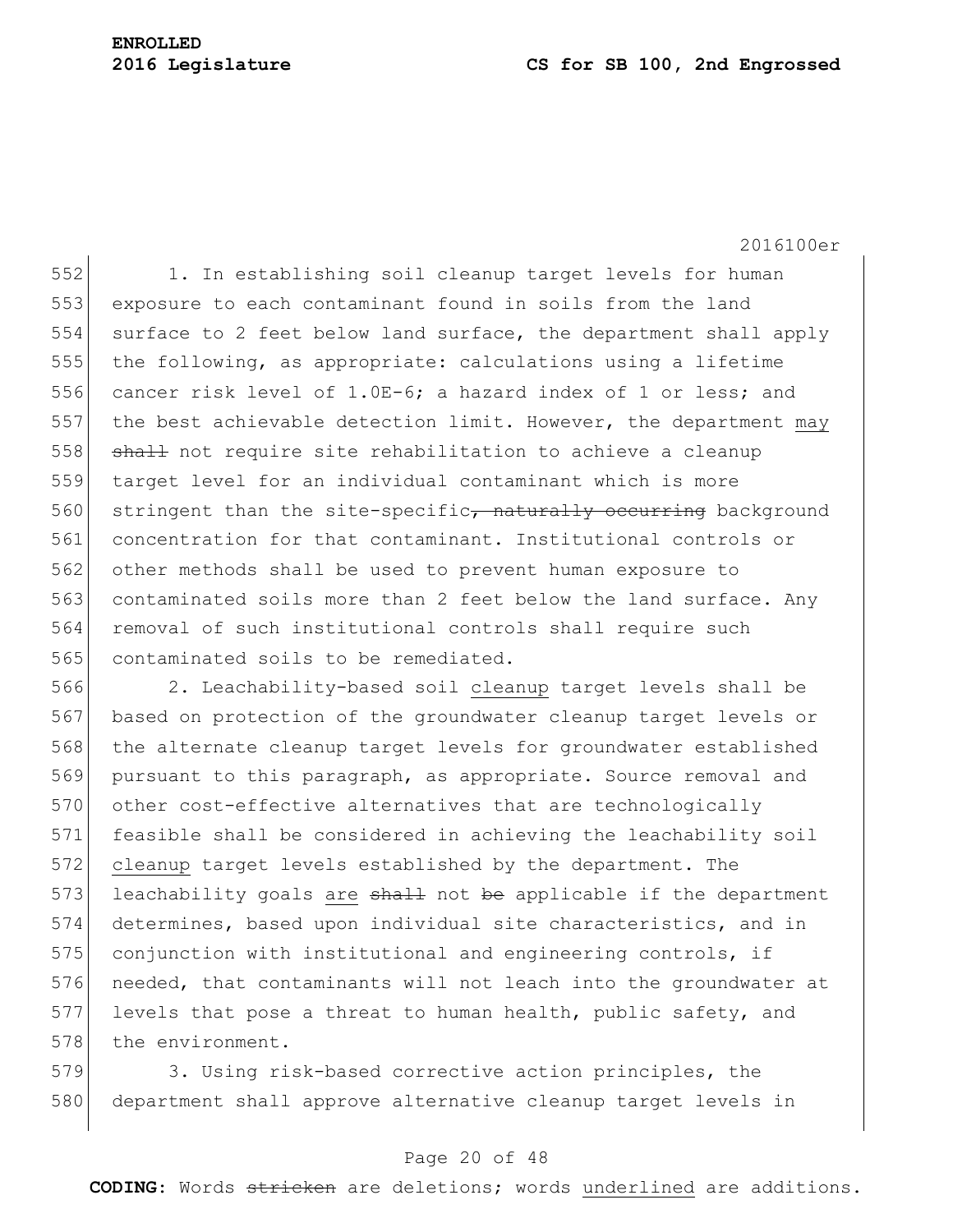1. In establishing soil cleanup target levels for human exposure to each contaminant found in soils from the land surface to 2 feet below land surface, the department shall apply the following, as appropriate: calculations using a lifetime cancer risk level of 1.0E-6; a hazard index of 1 or less; and the best achievable detection limit. However, the department <u>may</u> ~~shall~~ not require site rehabilitation to achieve a cleanup target level for an individual contaminant which is more stringent than the site-specific~~, naturally occurring~~ background concentration for that contaminant. Institutional controls or other methods shall be used to prevent human exposure to contaminated soils more than 2 feet below the land surface. Any removal of such institutional controls shall require such contaminated soils to be remediated.

2. Leachability-based soil <u>cleanup</u> target levels shall be based on protection of the groundwater cleanup target levels or the alternate cleanup target levels for groundwater established pursuant to this paragraph, as appropriate. Source removal and other cost-effective alternatives that are technologically feasible shall be considered in achieving the leachability soil <u>cleanup</u> target levels established by the department. The leachability goals <u>are</u> ~~shall~~ not ~~be~~ applicable if the department determines, based upon individual site characteristics, and in conjunction with institutional and engineering controls, if needed, that contaminants will not leach into the groundwater at levels that pose a threat to human health, public safety, and the environment.

3. Using risk-based corrective action principles, the department shall approve alternative cleanup target levels in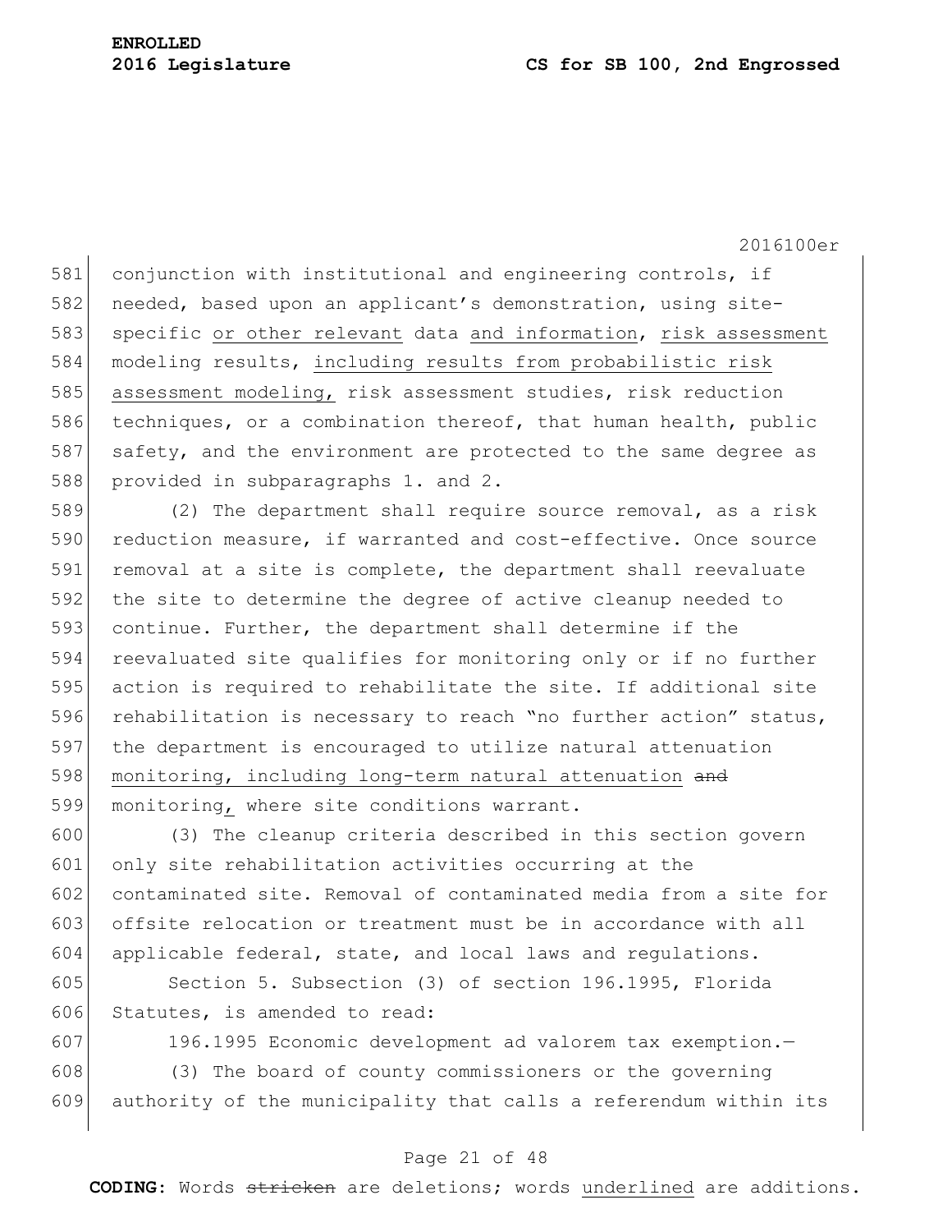conjunction with institutional and engineering controls, if needed, based upon an applicant's demonstration, using site-specific <u>or other relevant</u> data <u>and information</u>, <u>risk assessment</u> modeling results, <u>including results from probabilistic risk assessment modeling,</u> risk assessment studies, risk reduction techniques, or a combination thereof, that human health, public safety, and the environment are protected to the same degree as provided in subparagraphs 1. and 2.

(2) The department shall require source removal, as a risk reduction measure, if warranted and cost-effective. Once source removal at a site is complete, the department shall reevaluate the site to determine the degree of active cleanup needed to continue. Further, the department shall determine if the reevaluated site qualifies for monitoring only or if no further action is required to rehabilitate the site. If additional site rehabilitation is necessary to reach "no further action" status, the department is encouraged to utilize natural attenuation <u>monitoring, including long-term natural attenuation</u> ~~and~~ monitoring<u>,</u> where site conditions warrant.

(3) The cleanup criteria described in this section govern only site rehabilitation activities occurring at the contaminated site. Removal of contaminated media from a site for offsite relocation or treatment must be in accordance with all applicable federal, state, and local laws and regulations.

Section 5. Subsection (3) of section 196.1995, Florida Statutes, is amended to read:

196.1995 Economic development ad valorem tax exemption.—

(3) The board of county commissioners or the governing authority of the municipality that calls a referendum within its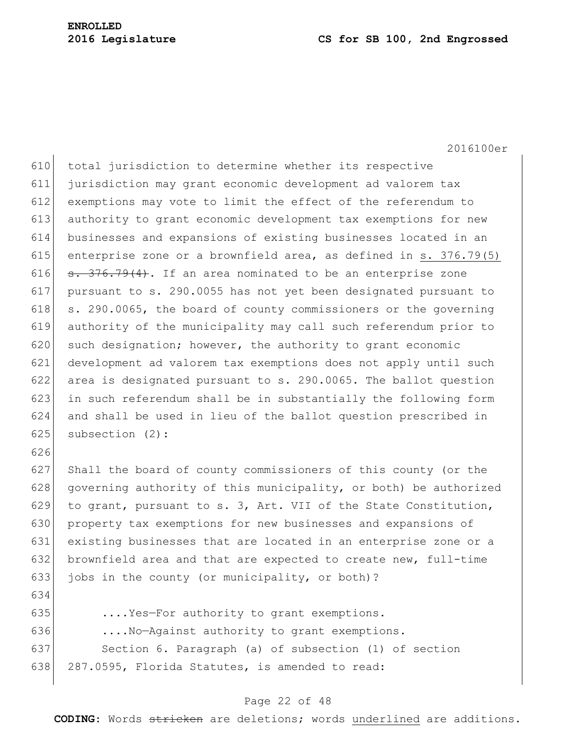total jurisdiction to determine whether its respective jurisdiction may grant economic development ad valorem tax exemptions may vote to limit the effect of the referendum to authority to grant economic development tax exemptions for new businesses and expansions of existing businesses located in an enterprise zone or a brownfield area, as defined in <u>s. 376.79(5)</u> ~~s. 376.79(4)~~. If an area nominated to be an enterprise zone pursuant to s. 290.0055 has not yet been designated pursuant to s. 290.0065, the board of county commissioners or the governing authority of the municipality may call such referendum prior to such designation; however, the authority to grant economic development ad valorem tax exemptions does not apply until such area is designated pursuant to s. 290.0065. The ballot question in such referendum shall be in substantially the following form and shall be used in lieu of the ballot question prescribed in subsection (2):

Shall the board of county commissioners of this county (or the governing authority of this municipality, or both) be authorized to grant, pursuant to s. 3, Art. VII of the State Constitution, property tax exemptions for new businesses and expansions of existing businesses that are located in an enterprise zone or a brownfield area and that are expected to create new, full-time jobs in the county (or municipality, or both)?

....Yes—For authority to grant exemptions.

....No—Against authority to grant exemptions.

Section 6. Paragraph (a) of subsection (1) of section 287.0595, Florida Statutes, is amended to read: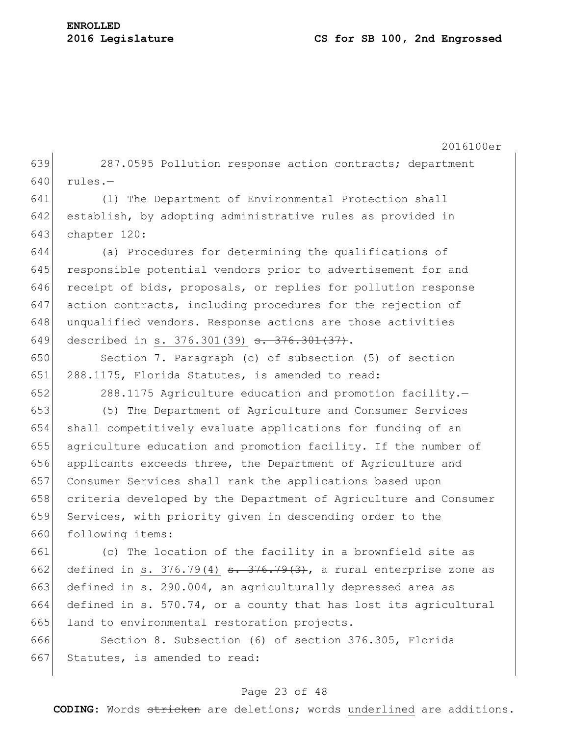287.0595 Pollution response action contracts; department rules.—

(1) The Department of Environmental Protection shall establish, by adopting administrative rules as provided in chapter 120:

(a) Procedures for determining the qualifications of responsible potential vendors prior to advertisement for and receipt of bids, proposals, or replies for pollution response action contracts, including procedures for the rejection of unqualified vendors. Response actions are those activities described in <u>s. 376.301(39)</u> ~~s. 376.301(37)~~.

Section 7. Paragraph (c) of subsection (5) of section 288.1175, Florida Statutes, is amended to read:

288.1175 Agriculture education and promotion facility.—

(5) The Department of Agriculture and Consumer Services shall competitively evaluate applications for funding of an agriculture education and promotion facility. If the number of applicants exceeds three, the Department of Agriculture and Consumer Services shall rank the applications based upon criteria developed by the Department of Agriculture and Consumer Services, with priority given in descending order to the following items:

(c) The location of the facility in a brownfield site as defined in <u>s. 376.79(4)</u> ~~s. 376.79(3)~~, a rural enterprise zone as defined in s. 290.004, an agriculturally depressed area as defined in s. 570.74, or a county that has lost its agricultural land to environmental restoration projects.

Section 8. Subsection (6) of section 376.305, Florida Statutes, is amended to read: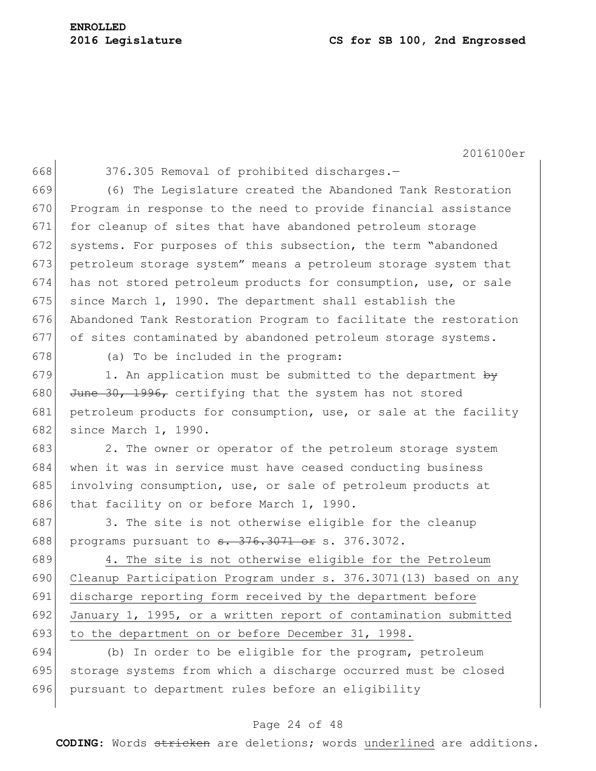376.305 Removal of prohibited discharges.—

(6) The Legislature created the Abandoned Tank Restoration Program in response to the need to provide financial assistance for cleanup of sites that have abandoned petroleum storage systems. For purposes of this subsection, the term "abandoned petroleum storage system" means a petroleum storage system that has not stored petroleum products for consumption, use, or sale since March 1, 1990. The department shall establish the Abandoned Tank Restoration Program to facilitate the restoration of sites contaminated by abandoned petroleum storage systems.

(a) To be included in the program:

1. An application must be submitted to the department ~~by June 30, 1996,~~ certifying that the system has not stored petroleum products for consumption, use, or sale at the facility since March 1, 1990.

2. The owner or operator of the petroleum storage system when it was in service must have ceased conducting business involving consumption, use, or sale of petroleum products at that facility on or before March 1, 1990.

3. The site is not otherwise eligible for the cleanup programs pursuant to ~~s. 376.3071 or~~ s. 376.3072.

<u>4. The site is not otherwise eligible for the Petroleum Cleanup Participation Program under s. 376.3071(13) based on any discharge reporting form received by the department before January 1, 1995, or a written report of contamination submitted to the department on or before December 31, 1998.</u>

(b) In order to be eligible for the program, petroleum storage systems from which a discharge occurred must be closed pursuant to department rules before an eligibility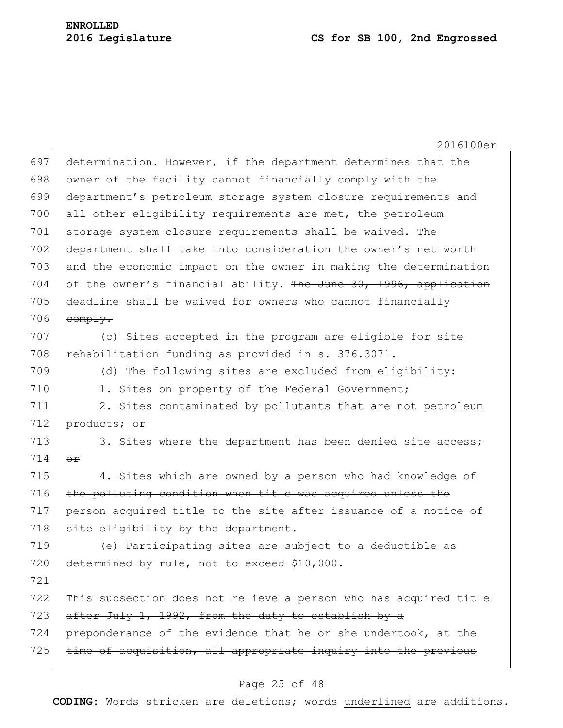determination. However, if the department determines that the owner of the facility cannot financially comply with the department's petroleum storage system closure requirements and all other eligibility requirements are met, the petroleum storage system closure requirements shall be waived. The department shall take into consideration the owner's net worth and the economic impact on the owner in making the determination of the owner's financial ability. ~~The June 30, 1996, application deadline shall be waived for owners who cannot financially comply.~~

(c) Sites accepted in the program are eligible for site rehabilitation funding as provided in s. 376.3071.

(d) The following sites are excluded from eligibility:

1. Sites on property of the Federal Government;

2. Sites contaminated by pollutants that are not petroleum products; <u>or</u>

3. Sites where the department has been denied site access~~; or~~

~~4. Sites which are owned by a person who had knowledge of the polluting condition when title was acquired unless the person acquired title to the site after issuance of a notice of site eligibility by the department~~.

(e) Participating sites are subject to a deductible as determined by rule, not to exceed $10,000.

~~This subsection does not relieve a person who has acquired title after July 1, 1992, from the duty to establish by a preponderance of the evidence that he or she undertook, at the time of acquisition, all appropriate inquiry into the previous~~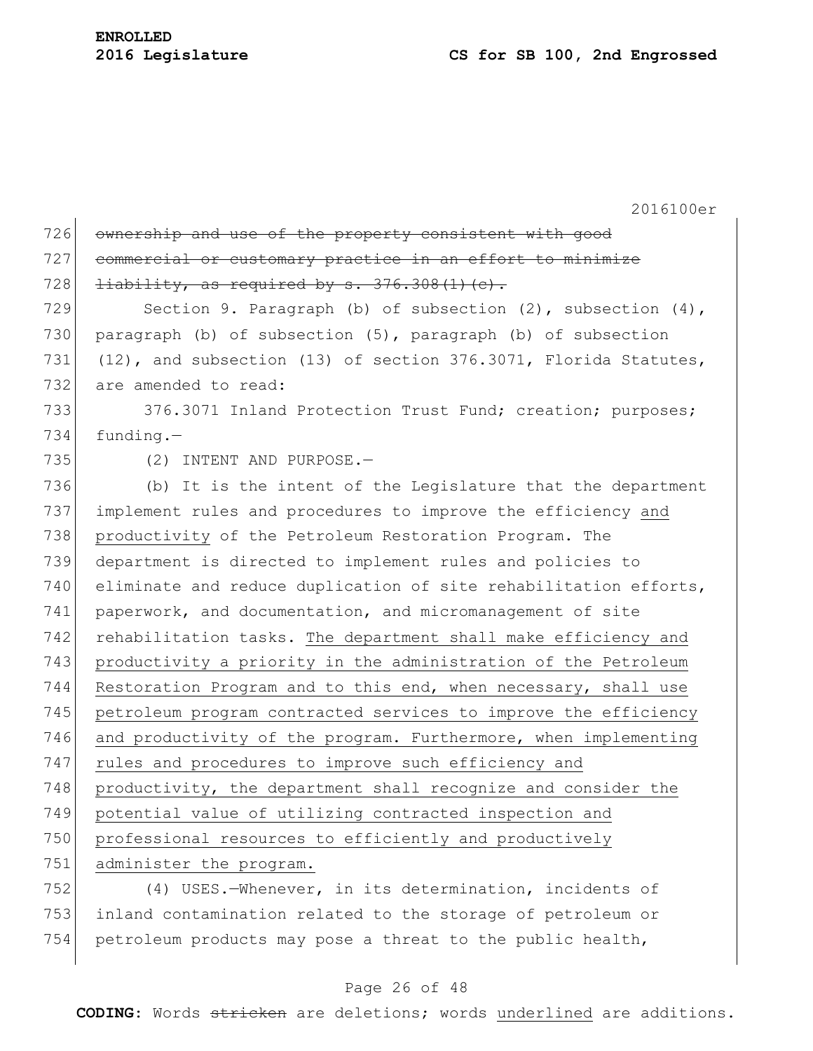~~ownership and use of the property consistent with good commercial or customary practice in an effort to minimize liability, as required by s. 376.308(1)(c).~~

Section 9. Paragraph (b) of subsection (2), subsection (4), paragraph (b) of subsection (5), paragraph (b) of subsection (12), and subsection (13) of section 376.3071, Florida Statutes, are amended to read:

376.3071 Inland Protection Trust Fund; creation; purposes; funding.—

(2) INTENT AND PURPOSE.—

(b) It is the intent of the Legislature that the department implement rules and procedures to improve the efficiency <u>and productivity</u> of the Petroleum Restoration Program. The department is directed to implement rules and policies to eliminate and reduce duplication of site rehabilitation efforts, paperwork, and documentation, and micromanagement of site rehabilitation tasks. <u>The department shall make efficiency and productivity a priority in the administration of the Petroleum Restoration Program and to this end, when necessary, shall use petroleum program contracted services to improve the efficiency and productivity of the program. Furthermore, when implementing rules and procedures to improve such efficiency and productivity, the department shall recognize and consider the potential value of utilizing contracted inspection and professional resources to efficiently and productively administer the program.</u>

(4) USES.—Whenever, in its determination, incidents of inland contamination related to the storage of petroleum or petroleum products may pose a threat to the public health,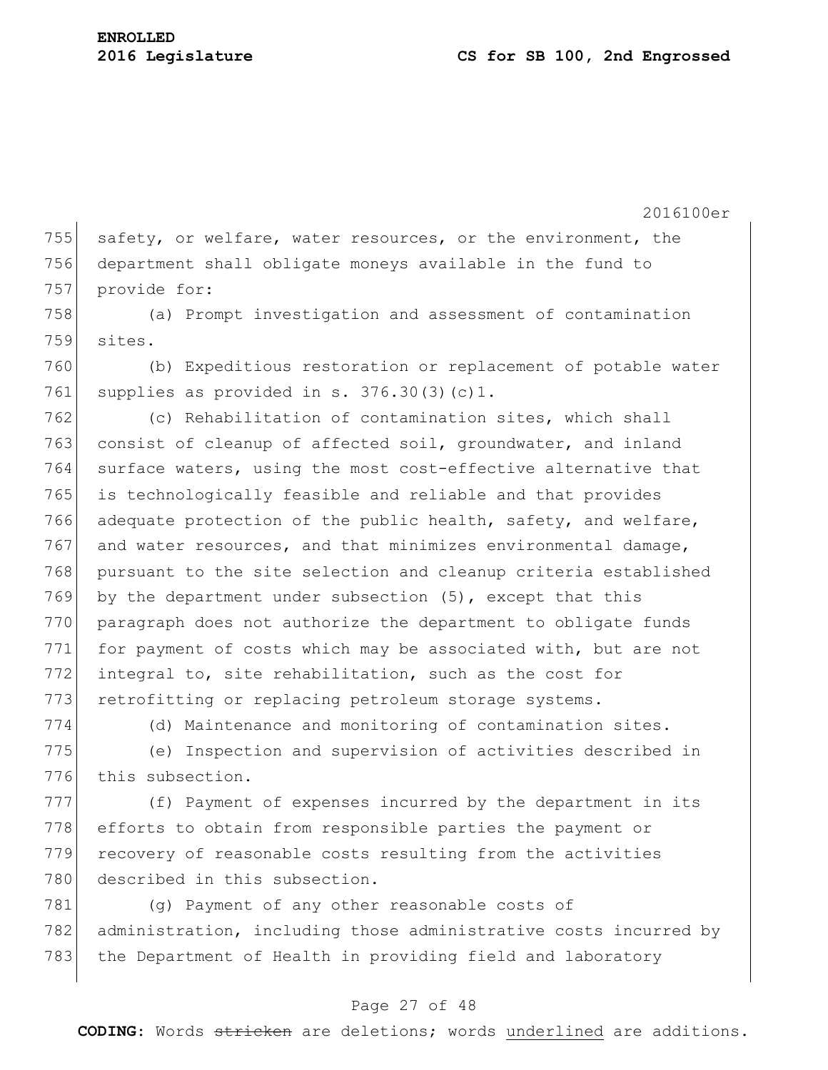safety, or welfare, water resources, or the environment, the department shall obligate moneys available in the fund to provide for:

(a) Prompt investigation and assessment of contamination sites.

(b) Expeditious restoration or replacement of potable water supplies as provided in s. 376.30(3)(c)1.

(c) Rehabilitation of contamination sites, which shall consist of cleanup of affected soil, groundwater, and inland surface waters, using the most cost-effective alternative that is technologically feasible and reliable and that provides adequate protection of the public health, safety, and welfare, and water resources, and that minimizes environmental damage, pursuant to the site selection and cleanup criteria established by the department under subsection (5), except that this paragraph does not authorize the department to obligate funds for payment of costs which may be associated with, but are not integral to, site rehabilitation, such as the cost for retrofitting or replacing petroleum storage systems.

(d) Maintenance and monitoring of contamination sites.

(e) Inspection and supervision of activities described in this subsection.

(f) Payment of expenses incurred by the department in its efforts to obtain from responsible parties the payment or recovery of reasonable costs resulting from the activities described in this subsection.

(g) Payment of any other reasonable costs of administration, including those administrative costs incurred by the Department of Health in providing field and laboratory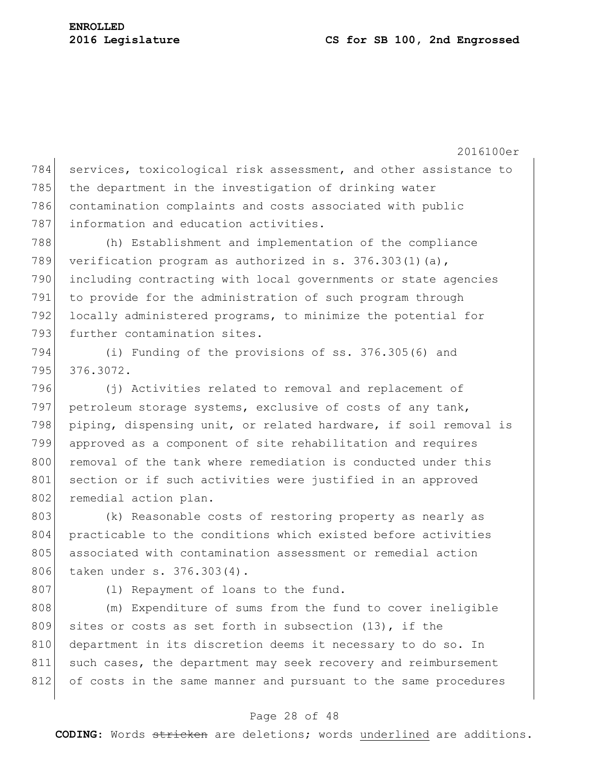services, toxicological risk assessment, and other assistance to the department in the investigation of drinking water contamination complaints and costs associated with public information and education activities.

(h) Establishment and implementation of the compliance verification program as authorized in s. 376.303(1)(a), including contracting with local governments or state agencies to provide for the administration of such program through locally administered programs, to minimize the potential for further contamination sites.

(i) Funding of the provisions of ss. 376.305(6) and 376.3072.

(j) Activities related to removal and replacement of petroleum storage systems, exclusive of costs of any tank, piping, dispensing unit, or related hardware, if soil removal is approved as a component of site rehabilitation and requires removal of the tank where remediation is conducted under this section or if such activities were justified in an approved remedial action plan.

(k) Reasonable costs of restoring property as nearly as practicable to the conditions which existed before activities associated with contamination assessment or remedial action taken under s. 376.303(4).

(l) Repayment of loans to the fund.

(m) Expenditure of sums from the fund to cover ineligible sites or costs as set forth in subsection (13), if the department in its discretion deems it necessary to do so. In such cases, the department may seek recovery and reimbursement of costs in the same manner and pursuant to the same procedures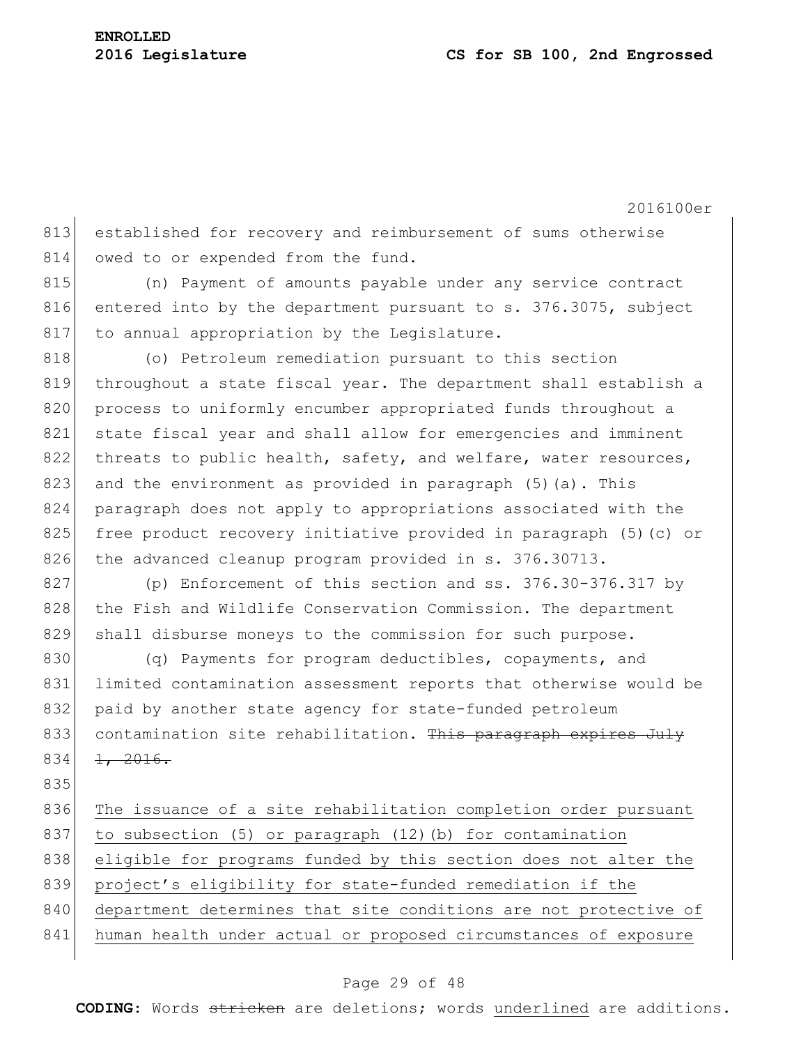established for recovery and reimbursement of sums otherwise owed to or expended from the fund.

(n) Payment of amounts payable under any service contract entered into by the department pursuant to s. 376.3075, subject to annual appropriation by the Legislature.

(o) Petroleum remediation pursuant to this section throughout a state fiscal year. The department shall establish a process to uniformly encumber appropriated funds throughout a state fiscal year and shall allow for emergencies and imminent threats to public health, safety, and welfare, water resources, and the environment as provided in paragraph (5)(a). This paragraph does not apply to appropriations associated with the free product recovery initiative provided in paragraph (5)(c) or the advanced cleanup program provided in s. 376.30713.

(p) Enforcement of this section and ss. 376.30-376.317 by the Fish and Wildlife Conservation Commission. The department shall disburse moneys to the commission for such purpose.

(q) Payments for program deductibles, copayments, and limited contamination assessment reports that otherwise would be paid by another state agency for state-funded petroleum contamination site rehabilitation. ~~This paragraph expires July 1, 2016.~~

The issuance of a site rehabilitation completion order pursuant to subsection (5) or paragraph (12)(b) for contamination eligible for programs funded by this section does not alter the project's eligibility for state-funded remediation if the department determines that site conditions are not protective of human health under actual or proposed circumstances of exposure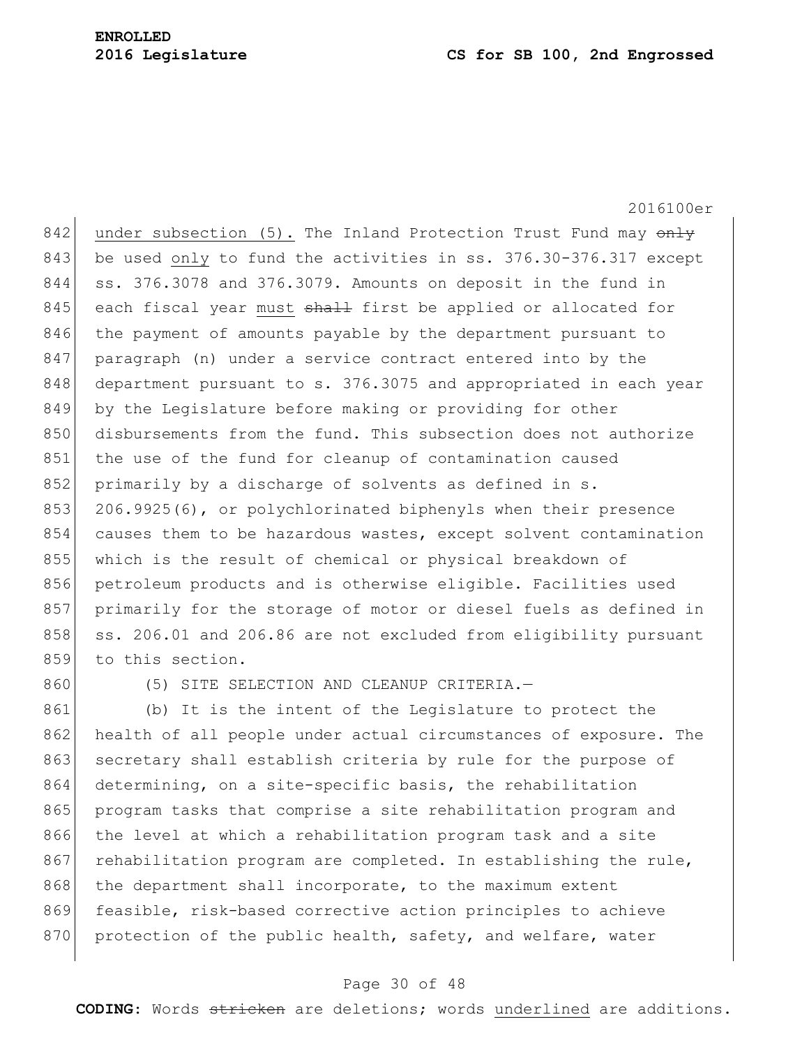under subsection (5). The Inland Protection Trust Fund may ~~only~~ be used only to fund the activities in ss. 376.30-376.317 except ss. 376.3078 and 376.3079. Amounts on deposit in the fund in each fiscal year must ~~shall~~ first be applied or allocated for the payment of amounts payable by the department pursuant to paragraph (n) under a service contract entered into by the department pursuant to s. 376.3075 and appropriated in each year by the Legislature before making or providing for other disbursements from the fund. This subsection does not authorize the use of the fund for cleanup of contamination caused primarily by a discharge of solvents as defined in s. 206.9925(6), or polychlorinated biphenyls when their presence causes them to be hazardous wastes, except solvent contamination which is the result of chemical or physical breakdown of petroleum products and is otherwise eligible. Facilities used primarily for the storage of motor or diesel fuels as defined in ss. 206.01 and 206.86 are not excluded from eligibility pursuant to this section.

(5) SITE SELECTION AND CLEANUP CRITERIA.—

(b) It is the intent of the Legislature to protect the health of all people under actual circumstances of exposure. The secretary shall establish criteria by rule for the purpose of determining, on a site-specific basis, the rehabilitation program tasks that comprise a site rehabilitation program and the level at which a rehabilitation program task and a site rehabilitation program are completed. In establishing the rule, the department shall incorporate, to the maximum extent feasible, risk-based corrective action principles to achieve protection of the public health, safety, and welfare, water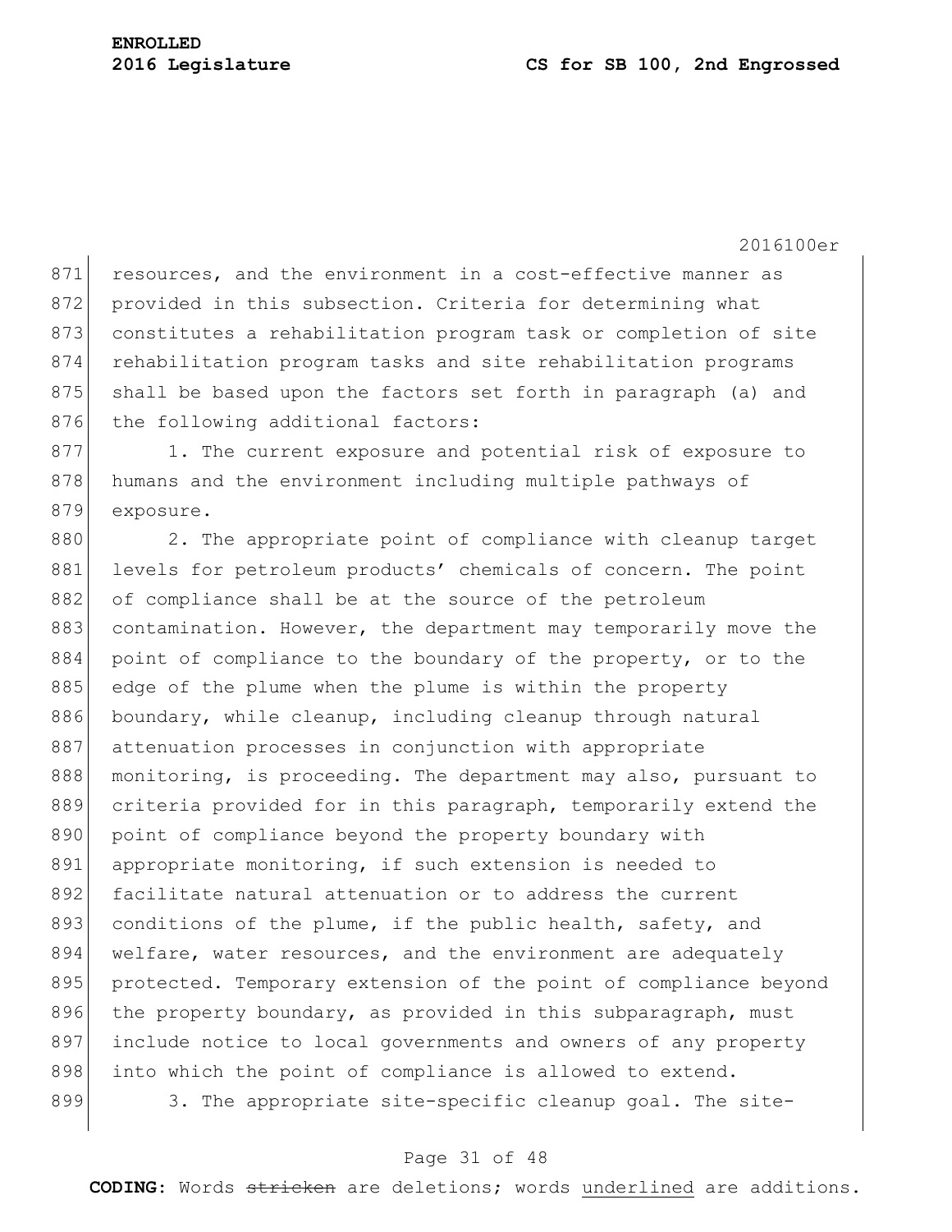resources, and the environment in a cost-effective manner as provided in this subsection. Criteria for determining what constitutes a rehabilitation program task or completion of site rehabilitation program tasks and site rehabilitation programs shall be based upon the factors set forth in paragraph (a) and the following additional factors:

1. The current exposure and potential risk of exposure to humans and the environment including multiple pathways of exposure.

2. The appropriate point of compliance with cleanup target levels for petroleum products' chemicals of concern. The point of compliance shall be at the source of the petroleum contamination. However, the department may temporarily move the point of compliance to the boundary of the property, or to the edge of the plume when the plume is within the property boundary, while cleanup, including cleanup through natural attenuation processes in conjunction with appropriate monitoring, is proceeding. The department may also, pursuant to criteria provided for in this paragraph, temporarily extend the point of compliance beyond the property boundary with appropriate monitoring, if such extension is needed to facilitate natural attenuation or to address the current conditions of the plume, if the public health, safety, and welfare, water resources, and the environment are adequately protected. Temporary extension of the point of compliance beyond the property boundary, as provided in this subparagraph, must include notice to local governments and owners of any property into which the point of compliance is allowed to extend.

3. The appropriate site-specific cleanup goal. The site-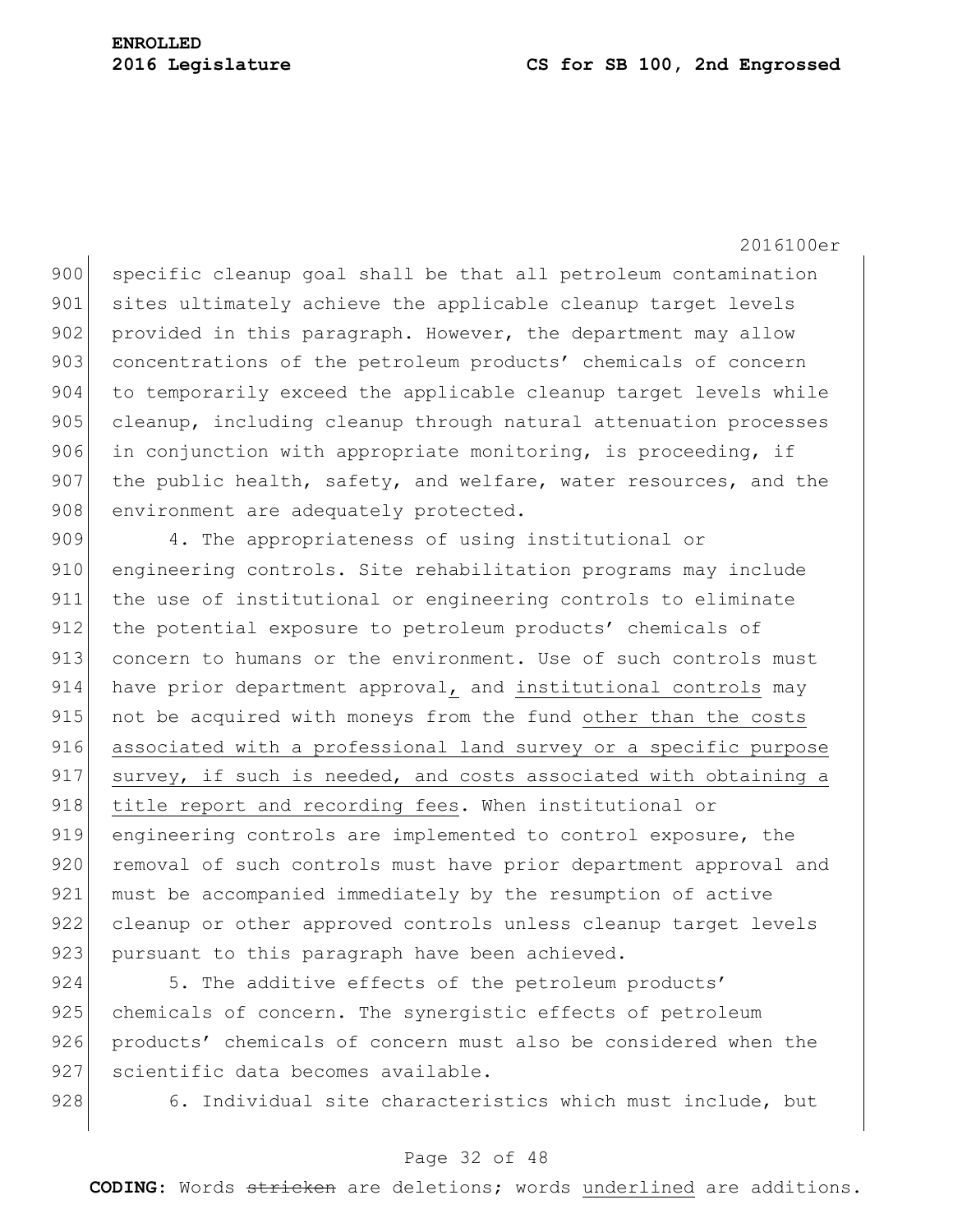specific cleanup goal shall be that all petroleum contamination sites ultimately achieve the applicable cleanup target levels provided in this paragraph. However, the department may allow concentrations of the petroleum products' chemicals of concern to temporarily exceed the applicable cleanup target levels while cleanup, including cleanup through natural attenuation processes in conjunction with appropriate monitoring, is proceeding, if the public health, safety, and welfare, water resources, and the environment are adequately protected.

4. The appropriateness of using institutional or engineering controls. Site rehabilitation programs may include the use of institutional or engineering controls to eliminate the potential exposure to petroleum products' chemicals of concern to humans or the environment. Use of such controls must have prior department approval, and institutional controls may not be acquired with moneys from the fund other than the costs associated with a professional land survey or a specific purpose survey, if such is needed, and costs associated with obtaining a title report and recording fees. When institutional or engineering controls are implemented to control exposure, the removal of such controls must have prior department approval and must be accompanied immediately by the resumption of active cleanup or other approved controls unless cleanup target levels pursuant to this paragraph have been achieved.

5. The additive effects of the petroleum products' chemicals of concern. The synergistic effects of petroleum products' chemicals of concern must also be considered when the scientific data becomes available.

6. Individual site characteristics which must include, but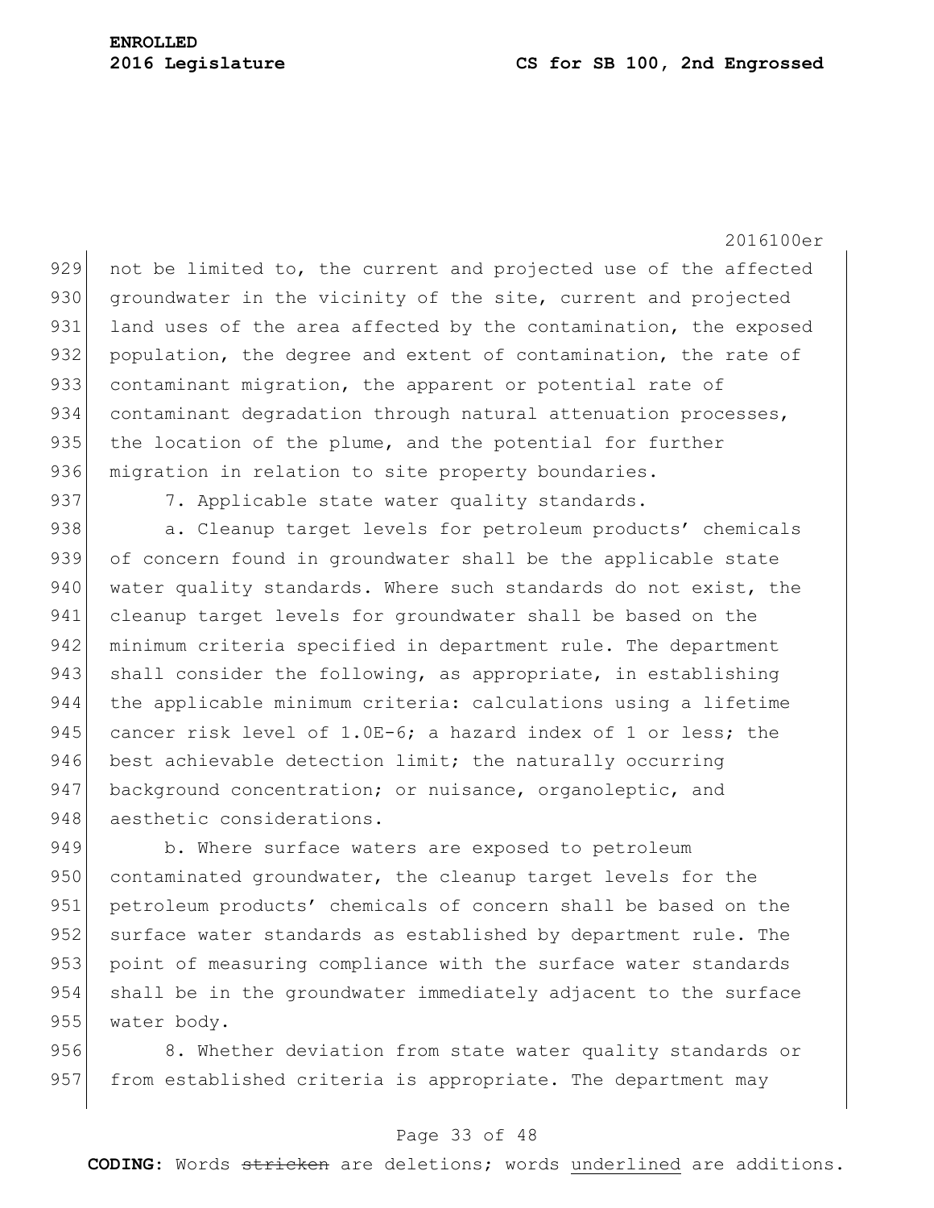not be limited to, the current and projected use of the affected groundwater in the vicinity of the site, current and projected land uses of the area affected by the contamination, the exposed population, the degree and extent of contamination, the rate of contaminant migration, the apparent or potential rate of contaminant degradation through natural attenuation processes, the location of the plume, and the potential for further migration in relation to site property boundaries.

7. Applicable state water quality standards.

a. Cleanup target levels for petroleum products' chemicals of concern found in groundwater shall be the applicable state water quality standards. Where such standards do not exist, the cleanup target levels for groundwater shall be based on the minimum criteria specified in department rule. The department shall consider the following, as appropriate, in establishing the applicable minimum criteria: calculations using a lifetime cancer risk level of 1.0E-6; a hazard index of 1 or less; the best achievable detection limit; the naturally occurring background concentration; or nuisance, organoleptic, and aesthetic considerations.

b. Where surface waters are exposed to petroleum contaminated groundwater, the cleanup target levels for the petroleum products' chemicals of concern shall be based on the surface water standards as established by department rule. The point of measuring compliance with the surface water standards shall be in the groundwater immediately adjacent to the surface water body.

8. Whether deviation from state water quality standards or from established criteria is appropriate. The department may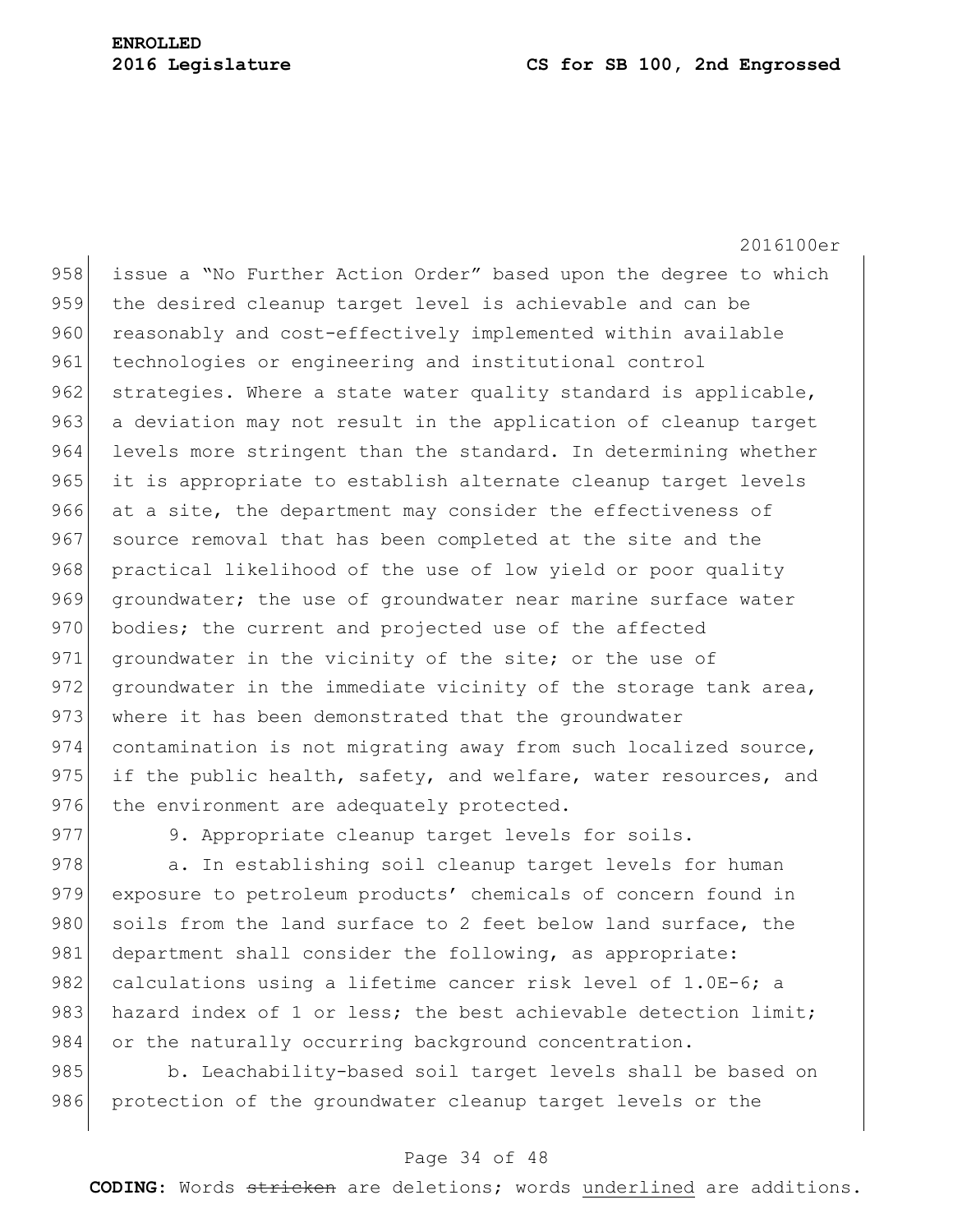issue a "No Further Action Order" based upon the degree to which the desired cleanup target level is achievable and can be reasonably and cost-effectively implemented within available technologies or engineering and institutional control strategies. Where a state water quality standard is applicable, a deviation may not result in the application of cleanup target levels more stringent than the standard. In determining whether it is appropriate to establish alternate cleanup target levels at a site, the department may consider the effectiveness of source removal that has been completed at the site and the practical likelihood of the use of low yield or poor quality groundwater; the use of groundwater near marine surface water bodies; the current and projected use of the affected groundwater in the vicinity of the site; or the use of groundwater in the immediate vicinity of the storage tank area, where it has been demonstrated that the groundwater contamination is not migrating away from such localized source, if the public health, safety, and welfare, water resources, and the environment are adequately protected.

9. Appropriate cleanup target levels for soils.

a. In establishing soil cleanup target levels for human exposure to petroleum products' chemicals of concern found in soils from the land surface to 2 feet below land surface, the department shall consider the following, as appropriate: calculations using a lifetime cancer risk level of 1.0E-6; a hazard index of 1 or less; the best achievable detection limit; or the naturally occurring background concentration.

b. Leachability-based soil target levels shall be based on protection of the groundwater cleanup target levels or the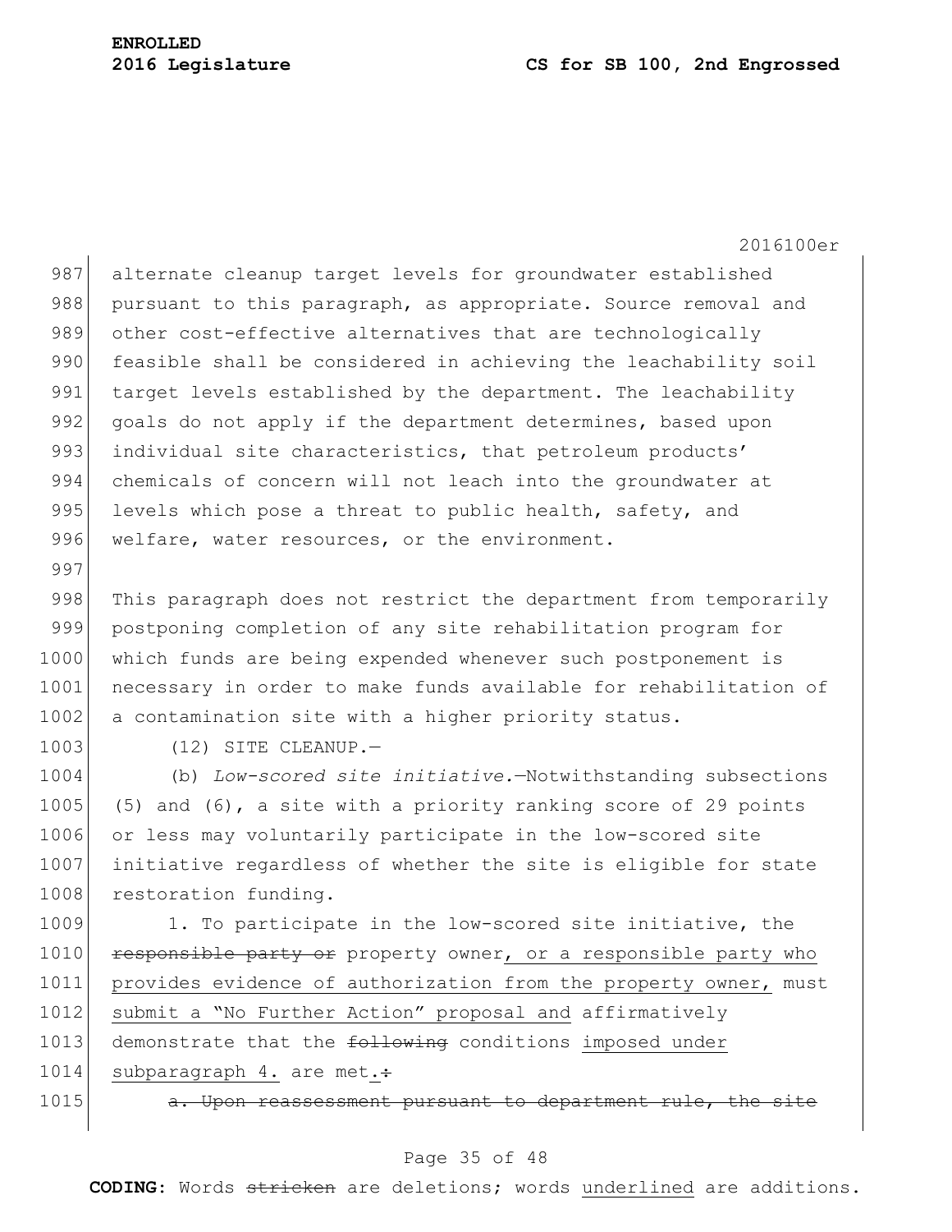alternate cleanup target levels for groundwater established pursuant to this paragraph, as appropriate. Source removal and other cost-effective alternatives that are technologically feasible shall be considered in achieving the leachability soil target levels established by the department. The leachability goals do not apply if the department determines, based upon individual site characteristics, that petroleum products' chemicals of concern will not leach into the groundwater at levels which pose a threat to public health, safety, and welfare, water resources, or the environment.

This paragraph does not restrict the department from temporarily postponing completion of any site rehabilitation program for which funds are being expended whenever such postponement is necessary in order to make funds available for rehabilitation of a contamination site with a higher priority status.

(12) SITE CLEANUP.—

(b) *Low-scored site initiative.*—Notwithstanding subsections (5) and (6), a site with a priority ranking score of 29 points or less may voluntarily participate in the low-scored site initiative regardless of whether the site is eligible for state restoration funding.

1. To participate in the low-scored site initiative, the ~~responsible party or~~ property owner, or a responsible party who provides evidence of authorization from the property owner, must submit a "No Further Action" proposal and affirmatively demonstrate that the ~~following~~ conditions imposed under subparagraph 4. are met.~~:~~

~~a. Upon reassessment pursuant to department rule, the site~~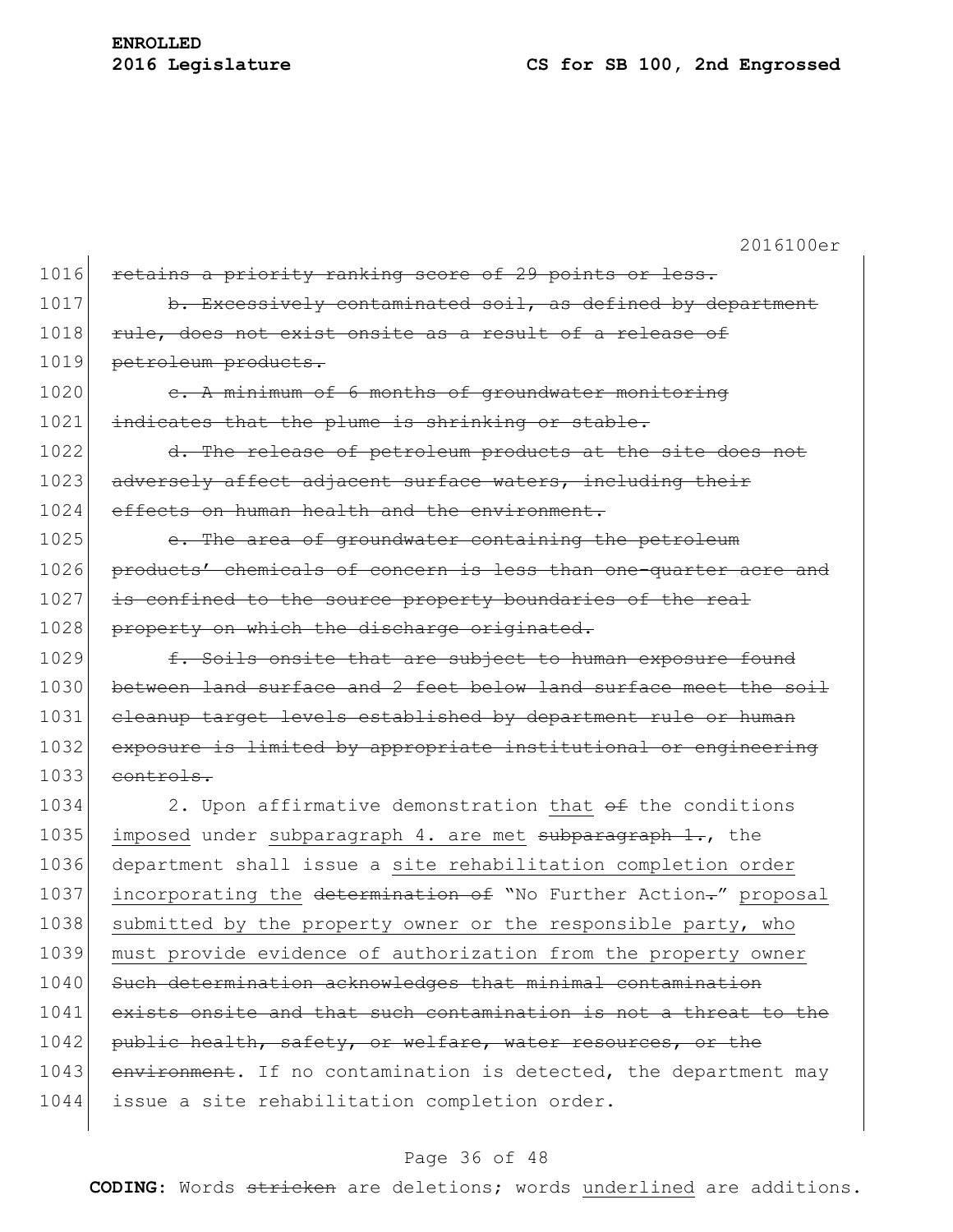~~retains a priority ranking score of 29 points or less.~~

~~b. Excessively contaminated soil, as defined by department rule, does not exist onsite as a result of a release of petroleum products.~~

~~c. A minimum of 6 months of groundwater monitoring indicates that the plume is shrinking or stable.~~

~~d. The release of petroleum products at the site does not adversely affect adjacent surface waters, including their effects on human health and the environment.~~

~~e. The area of groundwater containing the petroleum products' chemicals of concern is less than one-quarter acre and is confined to the source property boundaries of the real property on which the discharge originated.~~

~~f. Soils onsite that are subject to human exposure found between land surface and 2 feet below land surface meet the soil cleanup target levels established by department rule or human exposure is limited by appropriate institutional or engineering controls.~~

2. Upon affirmative demonstration <u>that</u> ~~of~~ the conditions <u>imposed</u> under <u>subparagraph 4. are met</u> ~~subparagraph 1.~~, the department shall issue a <u>site rehabilitation completion order</u> <u>incorporating the</u> ~~determination of~~ "No Further Action~~.~~" <u>proposal</u> <u>submitted by the property owner or the responsible party, who</u> <u>must provide evidence of authorization from the property owner</u> ~~Such determination acknowledges that minimal contamination exists onsite and that such contamination is not a threat to the public health, safety, or welfare, water resources, or the environment~~. If no contamination is detected, the department may issue a site rehabilitation completion order.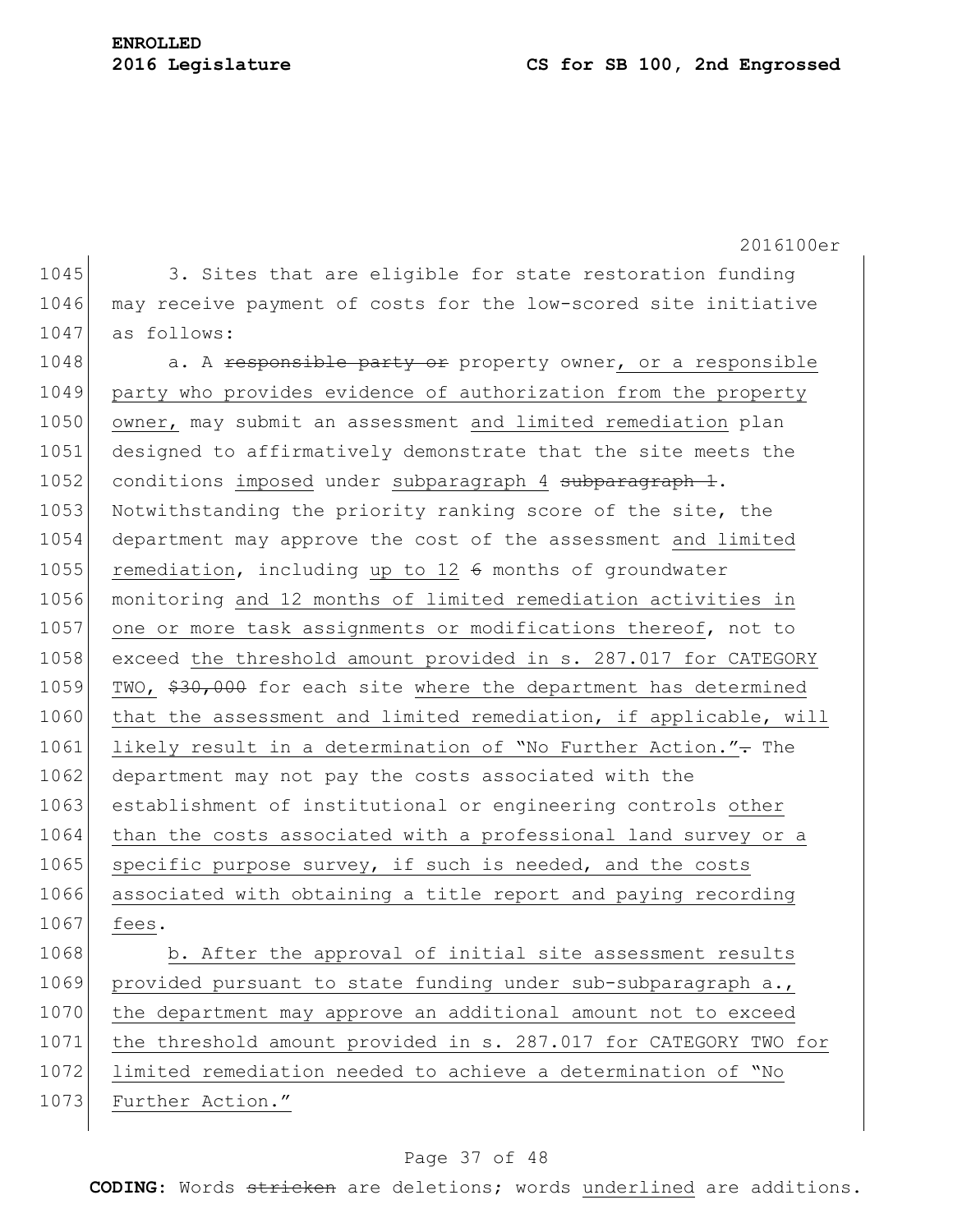3. Sites that are eligible for state restoration funding may receive payment of costs for the low-scored site initiative as follows:

a. A ~~responsible party or~~ property owner, or a responsible party who provides evidence of authorization from the property owner, may submit an assessment and limited remediation plan designed to affirmatively demonstrate that the site meets the conditions imposed under subparagraph 4 ~~subparagraph 1~~. Notwithstanding the priority ranking score of the site, the department may approve the cost of the assessment and limited remediation, including up to 12 ~~6~~ months of groundwater monitoring and 12 months of limited remediation activities in one or more task assignments or modifications thereof, not to exceed the threshold amount provided in s. 287.017 for CATEGORY TWO, ~~$30,000~~ for each site where the department has determined that the assessment and limited remediation, if applicable, will likely result in a determination of "No Further Action."~~.~~ The department may not pay the costs associated with the establishment of institutional or engineering controls other than the costs associated with a professional land survey or a specific purpose survey, if such is needed, and the costs associated with obtaining a title report and paying recording fees.

b. After the approval of initial site assessment results provided pursuant to state funding under sub-subparagraph a., the department may approve an additional amount not to exceed the threshold amount provided in s. 287.017 for CATEGORY TWO for limited remediation needed to achieve a determination of "No Further Action."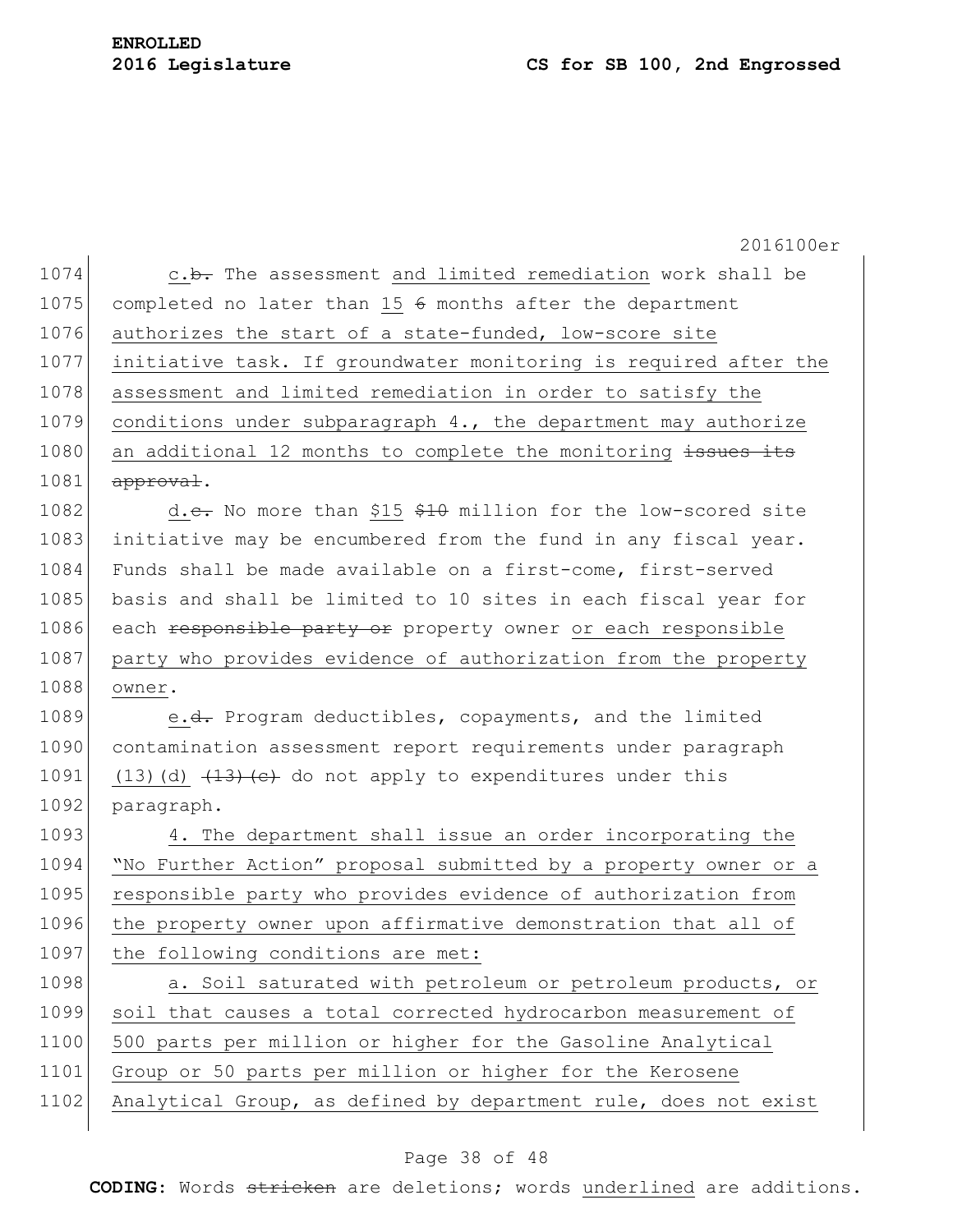c.~~b.~~ The assessment and limited remediation work shall be completed no later than 15 ~~6~~ months after the department authorizes the start of a state-funded, low-score site initiative task. If groundwater monitoring is required after the assessment and limited remediation in order to satisfy the conditions under subparagraph 4., the department may authorize an additional 12 months to complete the monitoring ~~issues its approval~~.

d.~~c.~~ No more than $15 ~~$10~~ million for the low-scored site initiative may be encumbered from the fund in any fiscal year. Funds shall be made available on a first-come, first-served basis and shall be limited to 10 sites in each fiscal year for each ~~responsible party or~~ property owner or each responsible party who provides evidence of authorization from the property owner.

e.~~d.~~ Program deductibles, copayments, and the limited contamination assessment report requirements under paragraph (13)(d) ~~(13)(c)~~ do not apply to expenditures under this paragraph.

4. The department shall issue an order incorporating the "No Further Action" proposal submitted by a property owner or a responsible party who provides evidence of authorization from the property owner upon affirmative demonstration that all of the following conditions are met:

a. Soil saturated with petroleum or petroleum products, or soil that causes a total corrected hydrocarbon measurement of 500 parts per million or higher for the Gasoline Analytical Group or 50 parts per million or higher for the Kerosene Analytical Group, as defined by department rule, does not exist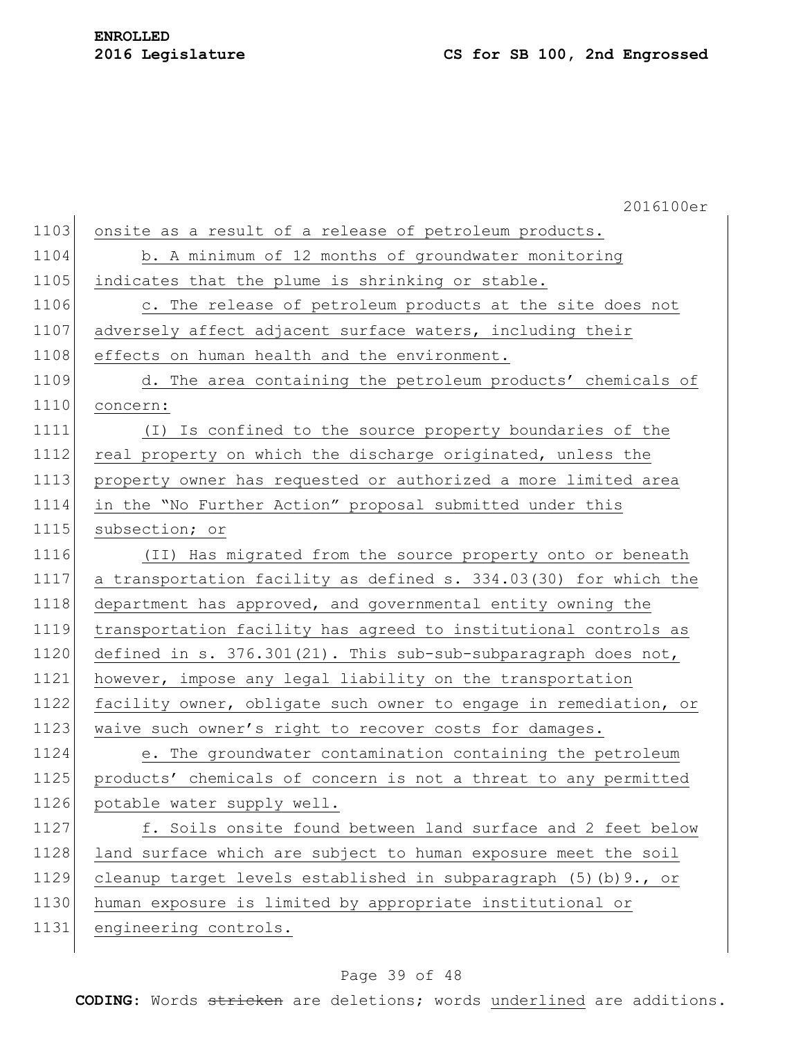onsite as a result of a release of petroleum products.

b. A minimum of 12 months of groundwater monitoring indicates that the plume is shrinking or stable.

c. The release of petroleum products at the site does not adversely affect adjacent surface waters, including their effects on human health and the environment.

d. The area containing the petroleum products' chemicals of concern:

(I) Is confined to the source property boundaries of the real property on which the discharge originated, unless the property owner has requested or authorized a more limited area in the "No Further Action" proposal submitted under this subsection; or

(II) Has migrated from the source property onto or beneath a transportation facility as defined s. 334.03(30) for which the department has approved, and governmental entity owning the transportation facility has agreed to institutional controls as defined in s. 376.301(21). This sub-sub-subparagraph does not, however, impose any legal liability on the transportation facility owner, obligate such owner to engage in remediation, or waive such owner's right to recover costs for damages.

e. The groundwater contamination containing the petroleum products' chemicals of concern is not a threat to any permitted potable water supply well.

f. Soils onsite found between land surface and 2 feet below land surface which are subject to human exposure meet the soil cleanup target levels established in subparagraph (5)(b)9., or human exposure is limited by appropriate institutional or engineering controls.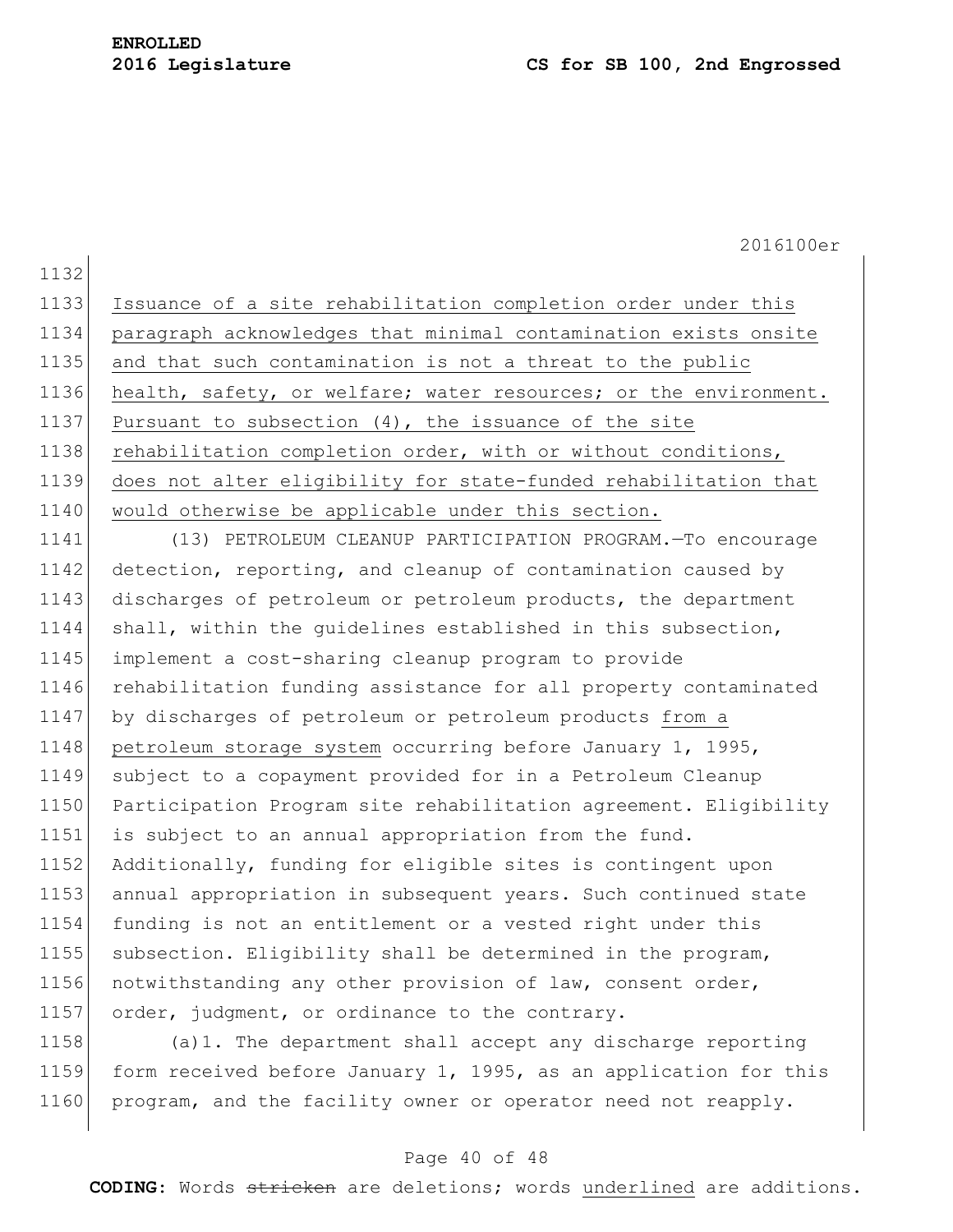Issuance of a site rehabilitation completion order under this paragraph acknowledges that minimal contamination exists onsite and that such contamination is not a threat to the public health, safety, or welfare; water resources; or the environment. Pursuant to subsection (4), the issuance of the site rehabilitation completion order, with or without conditions, does not alter eligibility for state-funded rehabilitation that would otherwise be applicable under this section.

(13) PETROLEUM CLEANUP PARTICIPATION PROGRAM.—To encourage detection, reporting, and cleanup of contamination caused by discharges of petroleum or petroleum products, the department shall, within the guidelines established in this subsection, implement a cost-sharing cleanup program to provide rehabilitation funding assistance for all property contaminated by discharges of petroleum or petroleum products from a petroleum storage system occurring before January 1, 1995, subject to a copayment provided for in a Petroleum Cleanup Participation Program site rehabilitation agreement. Eligibility is subject to an annual appropriation from the fund. Additionally, funding for eligible sites is contingent upon annual appropriation in subsequent years. Such continued state funding is not an entitlement or a vested right under this subsection. Eligibility shall be determined in the program, notwithstanding any other provision of law, consent order, order, judgment, or ordinance to the contrary.

(a)1. The department shall accept any discharge reporting form received before January 1, 1995, as an application for this program, and the facility owner or operator need not reapply.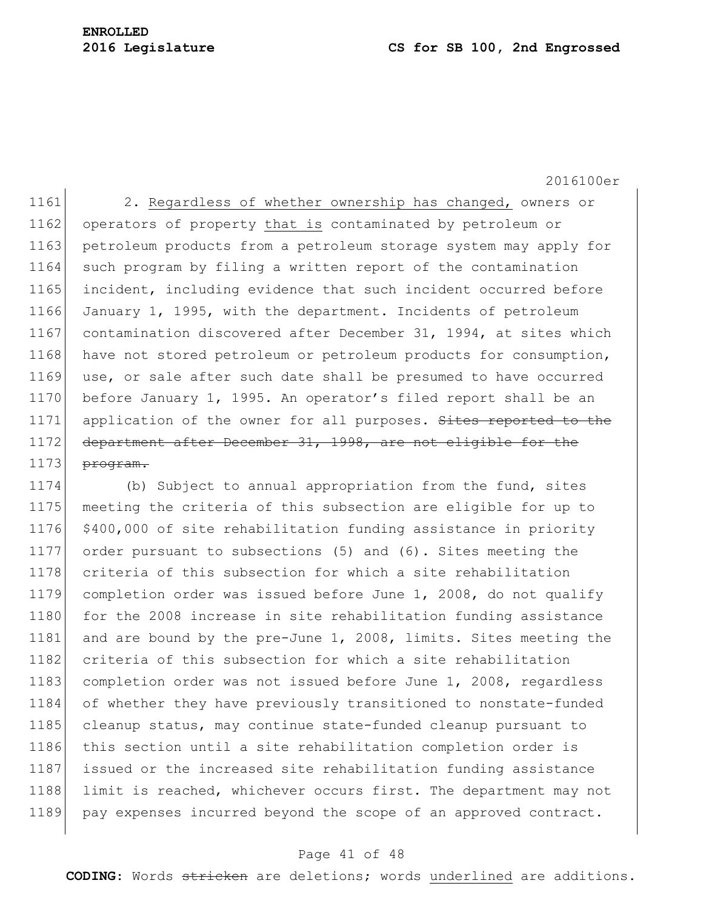2. Regardless of whether ownership has changed, owners or operators of property that is contaminated by petroleum or petroleum products from a petroleum storage system may apply for such program by filing a written report of the contamination incident, including evidence that such incident occurred before January 1, 1995, with the department. Incidents of petroleum contamination discovered after December 31, 1994, at sites which have not stored petroleum or petroleum products for consumption, use, or sale after such date shall be presumed to have occurred before January 1, 1995. An operator's filed report shall be an application of the owner for all purposes. ~~Sites reported to the department after December 31, 1998, are not eligible for the program.~~

(b) Subject to annual appropriation from the fund, sites meeting the criteria of this subsection are eligible for up to $400,000 of site rehabilitation funding assistance in priority order pursuant to subsections (5) and (6). Sites meeting the criteria of this subsection for which a site rehabilitation completion order was issued before June 1, 2008, do not qualify for the 2008 increase in site rehabilitation funding assistance and are bound by the pre-June 1, 2008, limits. Sites meeting the criteria of this subsection for which a site rehabilitation completion order was not issued before June 1, 2008, regardless of whether they have previously transitioned to nonstate-funded cleanup status, may continue state-funded cleanup pursuant to this section until a site rehabilitation completion order is issued or the increased site rehabilitation funding assistance limit is reached, whichever occurs first. The department may not pay expenses incurred beyond the scope of an approved contract.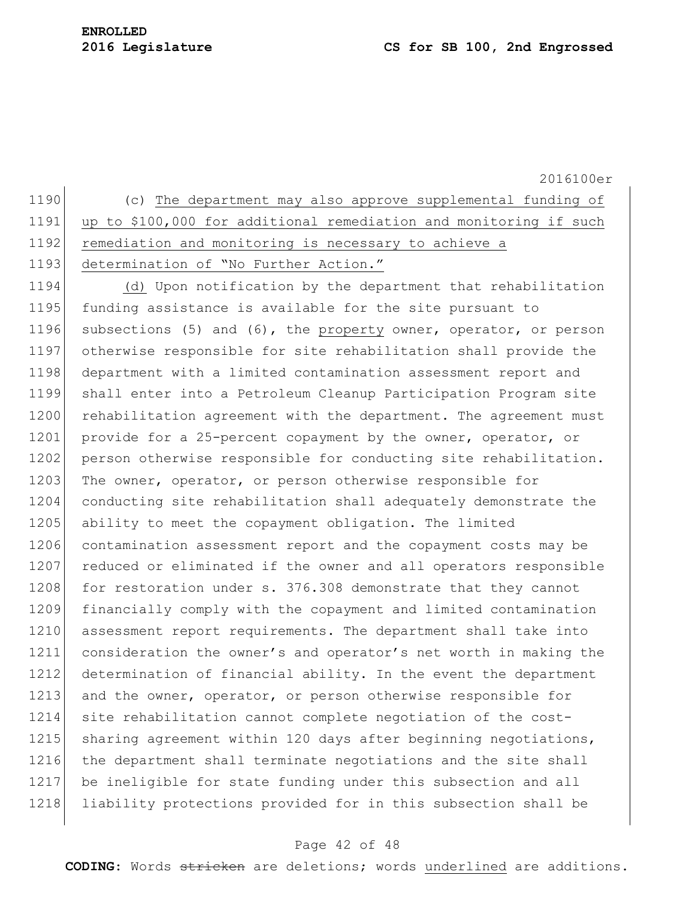(c) The department may also approve supplemental funding of up to $100,000 for additional remediation and monitoring if such remediation and monitoring is necessary to achieve a determination of "No Further Action."

(d) Upon notification by the department that rehabilitation funding assistance is available for the site pursuant to subsections (5) and (6), the property owner, operator, or person otherwise responsible for site rehabilitation shall provide the department with a limited contamination assessment report and shall enter into a Petroleum Cleanup Participation Program site rehabilitation agreement with the department. The agreement must provide for a 25-percent copayment by the owner, operator, or person otherwise responsible for conducting site rehabilitation. The owner, operator, or person otherwise responsible for conducting site rehabilitation shall adequately demonstrate the ability to meet the copayment obligation. The limited contamination assessment report and the copayment costs may be reduced or eliminated if the owner and all operators responsible for restoration under s. 376.308 demonstrate that they cannot financially comply with the copayment and limited contamination assessment report requirements. The department shall take into consideration the owner's and operator's net worth in making the determination of financial ability. In the event the department and the owner, operator, or person otherwise responsible for site rehabilitation cannot complete negotiation of the cost-sharing agreement within 120 days after beginning negotiations, the department shall terminate negotiations and the site shall be ineligible for state funding under this subsection and all liability protections provided for in this subsection shall be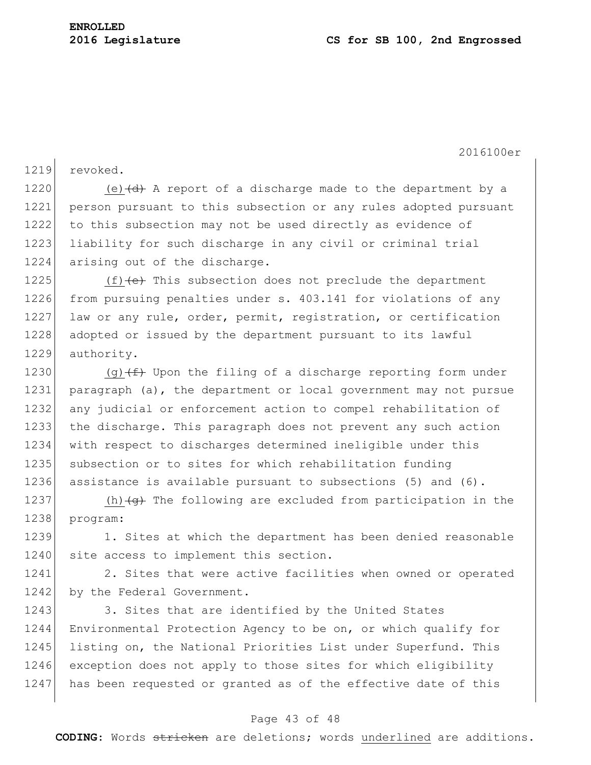revoked.

(e) ~~(d)~~ A report of a discharge made to the department by a person pursuant to this subsection or any rules adopted pursuant to this subsection may not be used directly as evidence of liability for such discharge in any civil or criminal trial arising out of the discharge.

(f) ~~(e)~~ This subsection does not preclude the department from pursuing penalties under s. 403.141 for violations of any law or any rule, order, permit, registration, or certification adopted or issued by the department pursuant to its lawful authority.

(g) ~~(f)~~ Upon the filing of a discharge reporting form under paragraph (a), the department or local government may not pursue any judicial or enforcement action to compel rehabilitation of the discharge. This paragraph does not prevent any such action with respect to discharges determined ineligible under this subsection or to sites for which rehabilitation funding assistance is available pursuant to subsections (5) and (6).

(h) ~~(g)~~ The following are excluded from participation in the program:

1. Sites at which the department has been denied reasonable site access to implement this section.

2. Sites that were active facilities when owned or operated by the Federal Government.

3. Sites that are identified by the United States Environmental Protection Agency to be on, or which qualify for listing on, the National Priorities List under Superfund. This exception does not apply to those sites for which eligibility has been requested or granted as of the effective date of this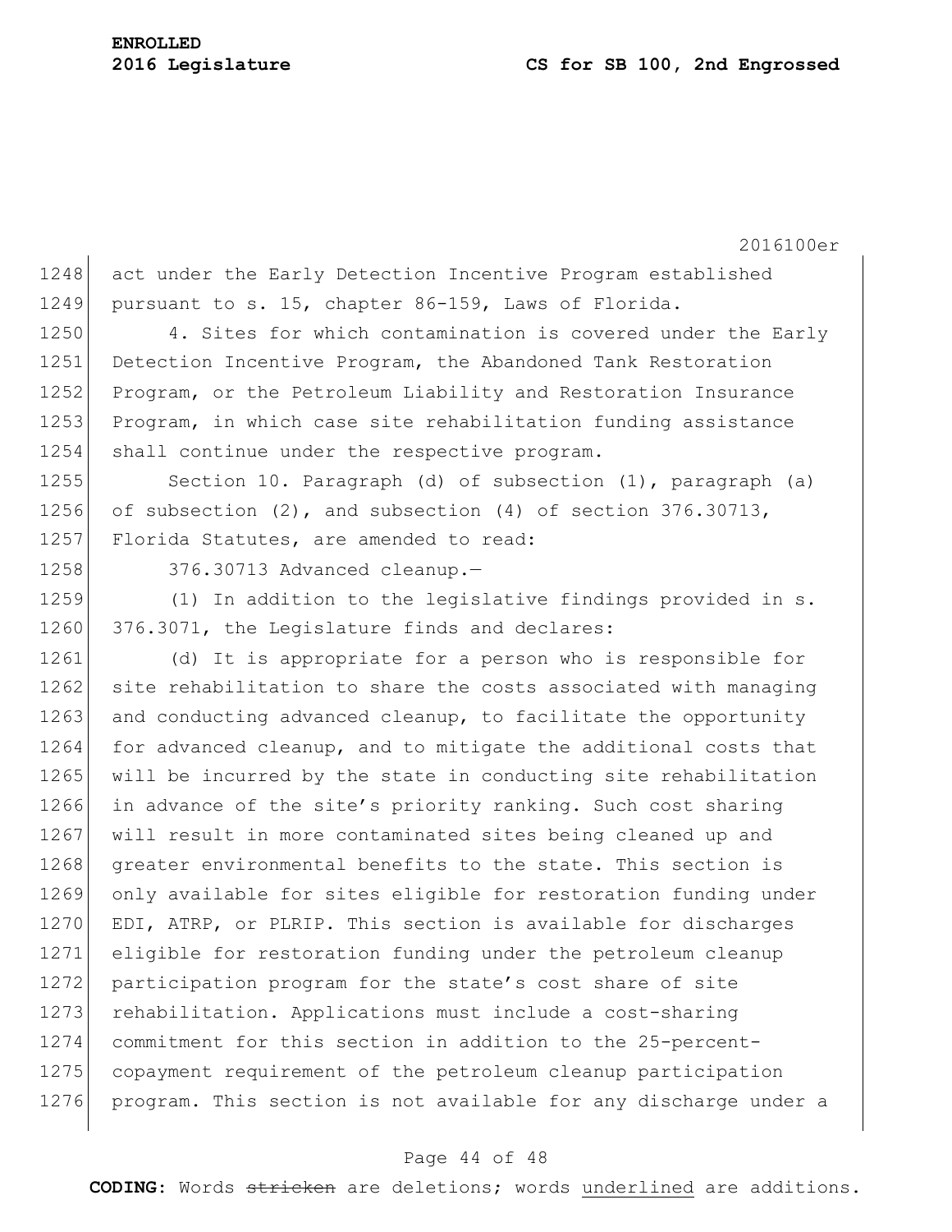act under the Early Detection Incentive Program established pursuant to s. 15, chapter 86-159, Laws of Florida.

4. Sites for which contamination is covered under the Early Detection Incentive Program, the Abandoned Tank Restoration Program, or the Petroleum Liability and Restoration Insurance Program, in which case site rehabilitation funding assistance shall continue under the respective program.

Section 10. Paragraph (d) of subsection (1), paragraph (a) of subsection (2), and subsection (4) of section 376.30713, Florida Statutes, are amended to read:

376.30713 Advanced cleanup.—

(1) In addition to the legislative findings provided in s. 376.3071, the Legislature finds and declares:

(d) It is appropriate for a person who is responsible for site rehabilitation to share the costs associated with managing and conducting advanced cleanup, to facilitate the opportunity for advanced cleanup, and to mitigate the additional costs that will be incurred by the state in conducting site rehabilitation in advance of the site's priority ranking. Such cost sharing will result in more contaminated sites being cleaned up and greater environmental benefits to the state. This section is only available for sites eligible for restoration funding under EDI, ATRP, or PLRIP. This section is available for discharges eligible for restoration funding under the petroleum cleanup participation program for the state's cost share of site rehabilitation. Applications must include a cost-sharing commitment for this section in addition to the 25-percent-copayment requirement of the petroleum cleanup participation program. This section is not available for any discharge under a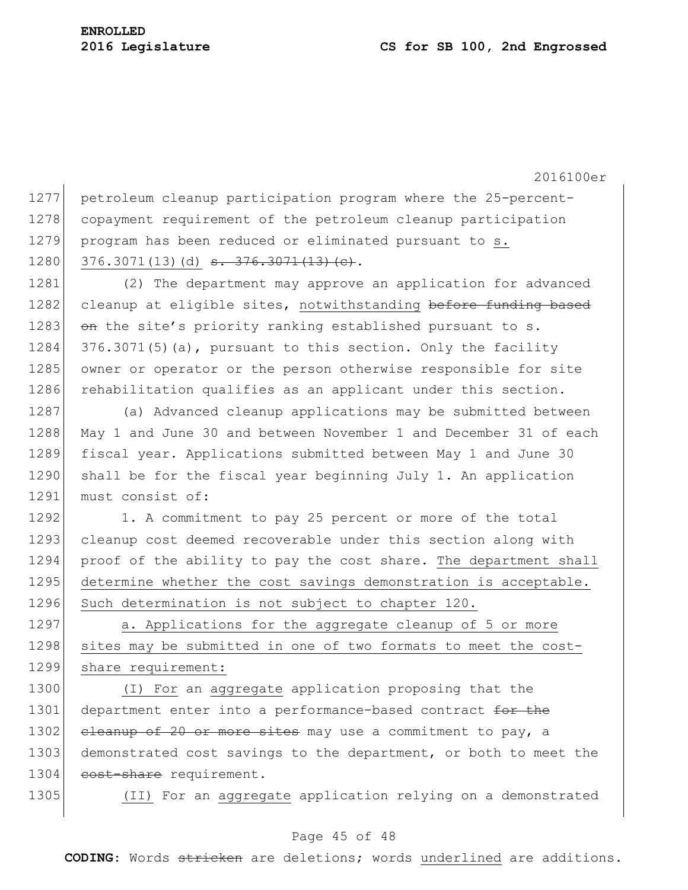petroleum cleanup participation program where the 25-percent-copayment requirement of the petroleum cleanup participation program has been reduced or eliminated pursuant to <u>s. 376.3071(13)(d)</u> ~~s. 376.3071(13)(c)~~.

(2) The department may approve an application for advanced cleanup at eligible sites, <u>notwithstanding</u> ~~before funding based on~~ the site's priority ranking established pursuant to s. 376.3071(5)(a), pursuant to this section. Only the facility owner or operator or the person otherwise responsible for site rehabilitation qualifies as an applicant under this section.

(a) Advanced cleanup applications may be submitted between May 1 and June 30 and between November 1 and December 31 of each fiscal year. Applications submitted between May 1 and June 30 shall be for the fiscal year beginning July 1. An application must consist of:

1. A commitment to pay 25 percent or more of the total cleanup cost deemed recoverable under this section along with proof of the ability to pay the cost share. <u>The department shall determine whether the cost savings demonstration is acceptable. Such determination is not subject to chapter 120.</u>

<u>a. Applications for the aggregate cleanup of 5 or more sites may be submitted in one of two formats to meet the cost-share requirement:</u>

<u>(I) For</u> an <u>aggregate</u> application proposing that the department enter into a performance-based contract ~~for the cleanup of 20 or more sites~~ may use a commitment to pay, a demonstrated cost savings to the department, or both to meet the ~~cost-share~~ requirement.

<u>(II)</u> For an <u>aggregate</u> application relying on a demonstrated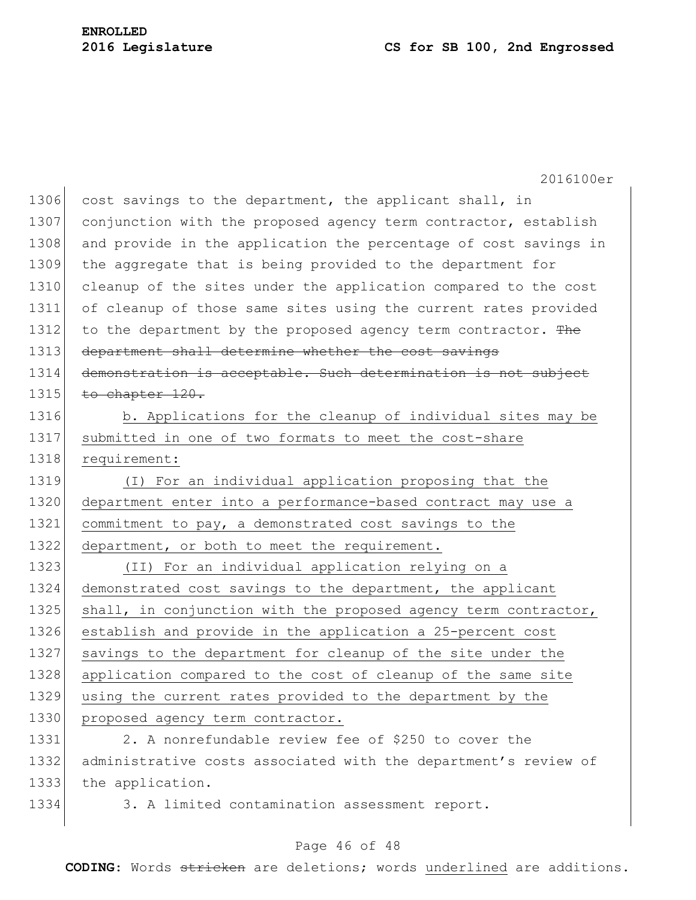cost savings to the department, the applicant shall, in conjunction with the proposed agency term contractor, establish and provide in the application the percentage of cost savings in the aggregate that is being provided to the department for cleanup of the sites under the application compared to the cost of cleanup of those same sites using the current rates provided to the department by the proposed agency term contractor. ~~The department shall determine whether the cost savings demonstration is acceptable. Such determination is not subject to chapter 120.~~

b. Applications for the cleanup of individual sites may be submitted in one of two formats to meet the cost-share requirement:

(I) For an individual application proposing that the department enter into a performance-based contract may use a commitment to pay, a demonstrated cost savings to the department, or both to meet the requirement.

(II) For an individual application relying on a demonstrated cost savings to the department, the applicant shall, in conjunction with the proposed agency term contractor, establish and provide in the application a 25-percent cost savings to the department for cleanup of the site under the application compared to the cost of cleanup of the same site using the current rates provided to the department by the proposed agency term contractor.

2. A nonrefundable review fee of $250 to cover the administrative costs associated with the department's review of the application.

3. A limited contamination assessment report.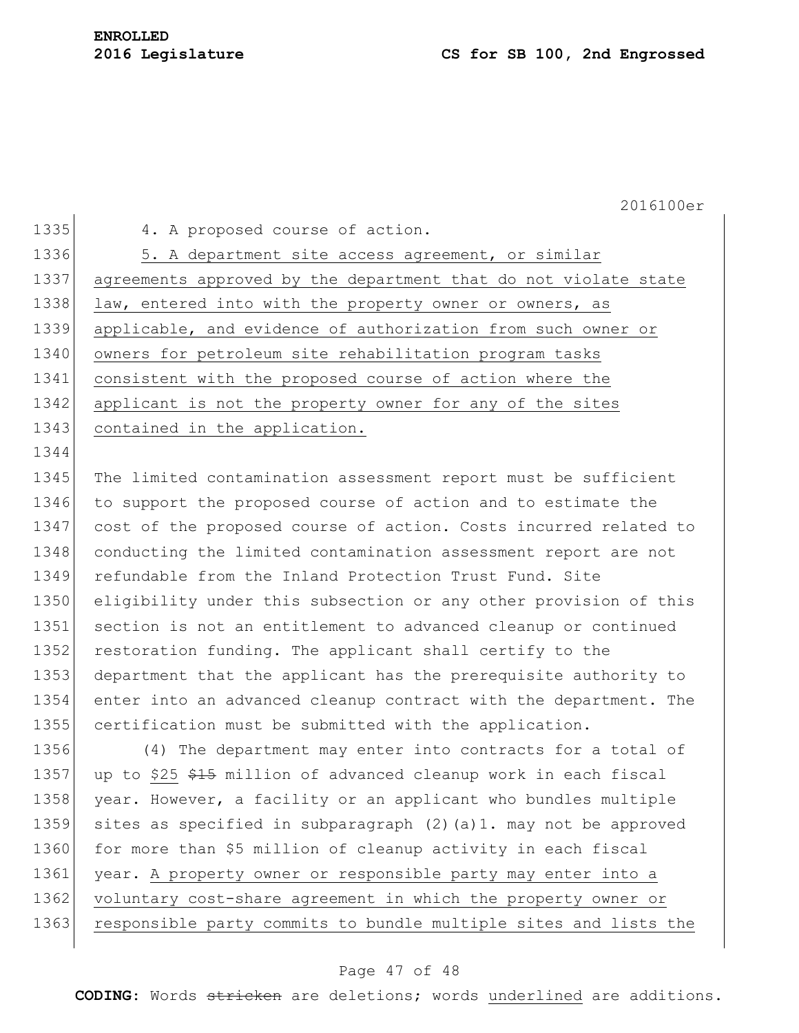4. A proposed course of action.

<u>5. A department site access agreement, or similar agreements approved by the department that do not violate state law, entered into with the property owner or owners, as applicable, and evidence of authorization from such owner or owners for petroleum site rehabilitation program tasks consistent with the proposed course of action where the applicant is not the property owner for any of the sites contained in the application.</u>

The limited contamination assessment report must be sufficient to support the proposed course of action and to estimate the cost of the proposed course of action. Costs incurred related to conducting the limited contamination assessment report are not refundable from the Inland Protection Trust Fund. Site eligibility under this subsection or any other provision of this section is not an entitlement to advanced cleanup or continued restoration funding. The applicant shall certify to the department that the applicant has the prerequisite authority to enter into an advanced cleanup contract with the department. The certification must be submitted with the application.

(4) The department may enter into contracts for a total of up to <u>$25</u> ~~$15~~ million of advanced cleanup work in each fiscal year. However, a facility or an applicant who bundles multiple sites as specified in subparagraph (2)(a)1. may not be approved for more than $5 million of cleanup activity in each fiscal year. <u>A property owner or responsible party may enter into a voluntary cost-share agreement in which the property owner or responsible party commits to bundle multiple sites and lists the</u>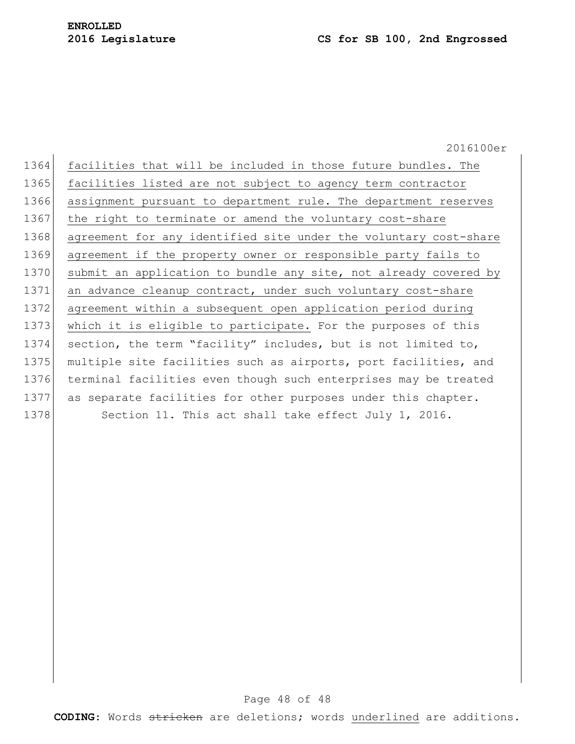facilities that will be included in those future bundles. The facilities listed are not subject to agency term contractor assignment pursuant to department rule. The department reserves the right to terminate or amend the voluntary cost-share agreement for any identified site under the voluntary cost-share agreement if the property owner or responsible party fails to submit an application to bundle any site, not already covered by an advance cleanup contract, under such voluntary cost-share agreement within a subsequent open application period during which it is eligible to participate. For the purposes of this section, the term "facility" includes, but is not limited to, multiple site facilities such as airports, port facilities, and terminal facilities even though such enterprises may be treated as separate facilities for other purposes under this chapter.

Section 11. This act shall take effect July 1, 2016.

**CODING:** Words ~~stricken~~ are deletions; words underlined are additions.